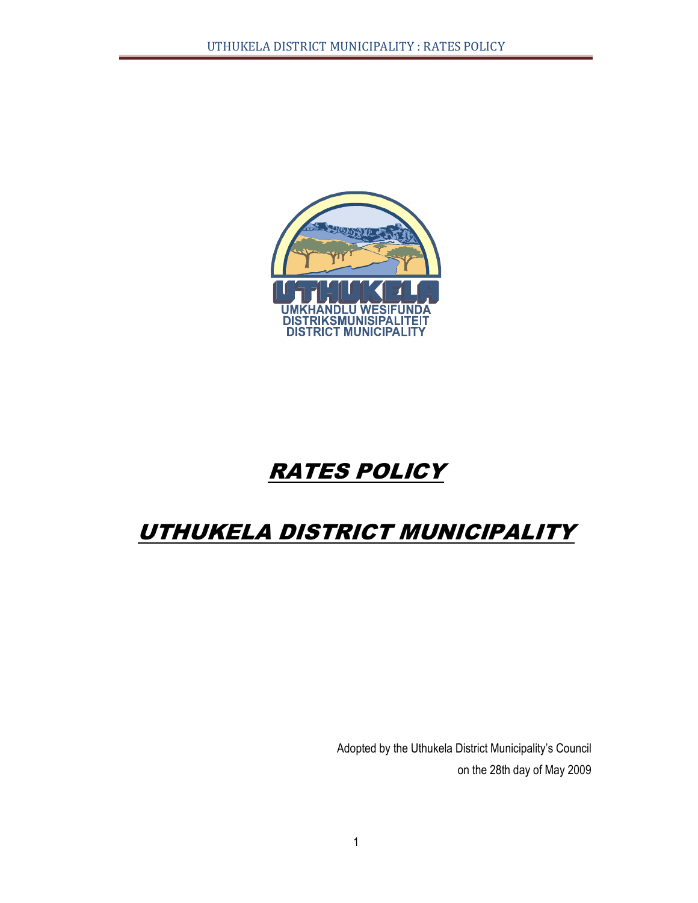# RATES POLICY

# UTHUKELA DISTRICT MUNICIPALITY

Adopted by the Uthukela District Municipality's Council
on the 28th day of May 2009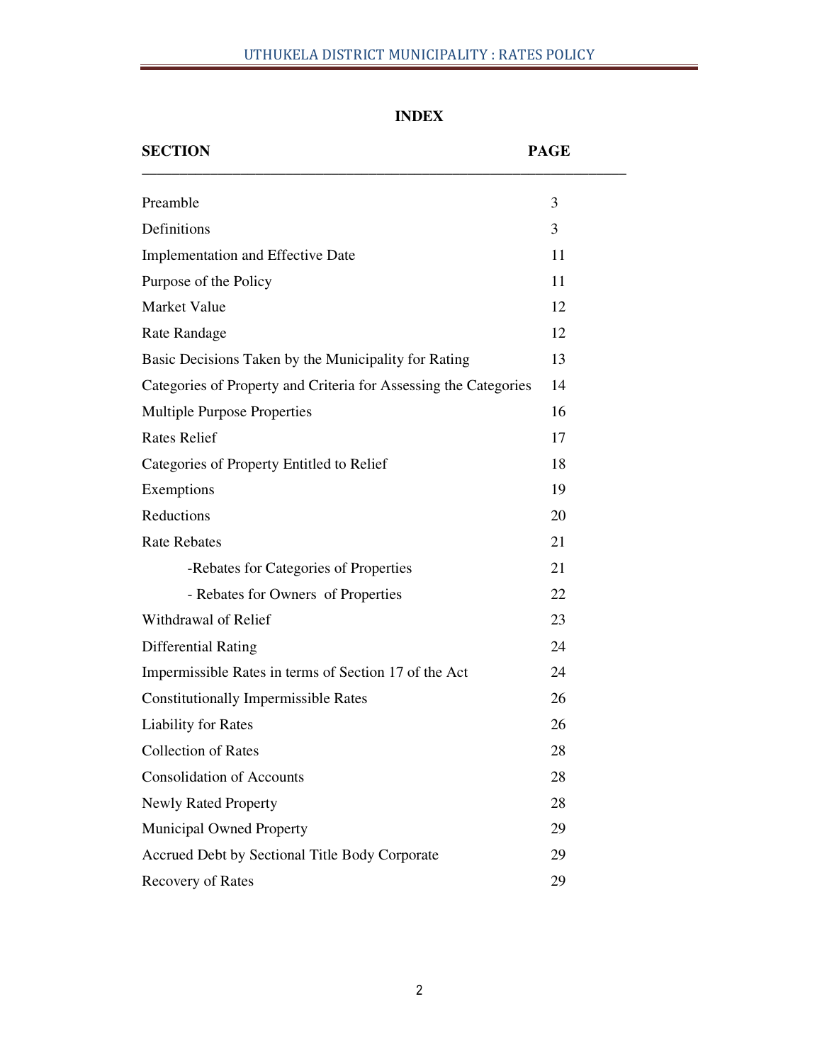# INDEX

| SECTION | PAGE |
|---|---|
| Preamble | 3 |
| Definitions | 3 |
| Implementation and Effective Date | 11 |
| Purpose of the Policy | 11 |
| Market Value | 12 |
| Rate Randage | 12 |
| Basic Decisions Taken by the Municipality for Rating | 13 |
| Categories of Property and Criteria for Assessing the Categories | 14 |
| Multiple Purpose Properties | 16 |
| Rates Relief | 17 |
| Categories of Property Entitled to Relief | 18 |
| Exemptions | 19 |
| Reductions | 20 |
| Rate Rebates | 21 |
| -Rebates for Categories of Properties | 21 |
| - Rebates for Owners of Properties | 22 |
| Withdrawal of Relief | 23 |
| Differential Rating | 24 |
| Impermissible Rates in terms of Section 17 of the Act | 24 |
| Constitutionally Impermissible Rates | 26 |
| Liability for Rates | 26 |
| Collection of Rates | 28 |
| Consolidation of Accounts | 28 |
| Newly Rated Property | 28 |
| Municipal Owned Property | 29 |
| Accrued Debt by Sectional Title Body Corporate | 29 |
| Recovery of Rates | 29 |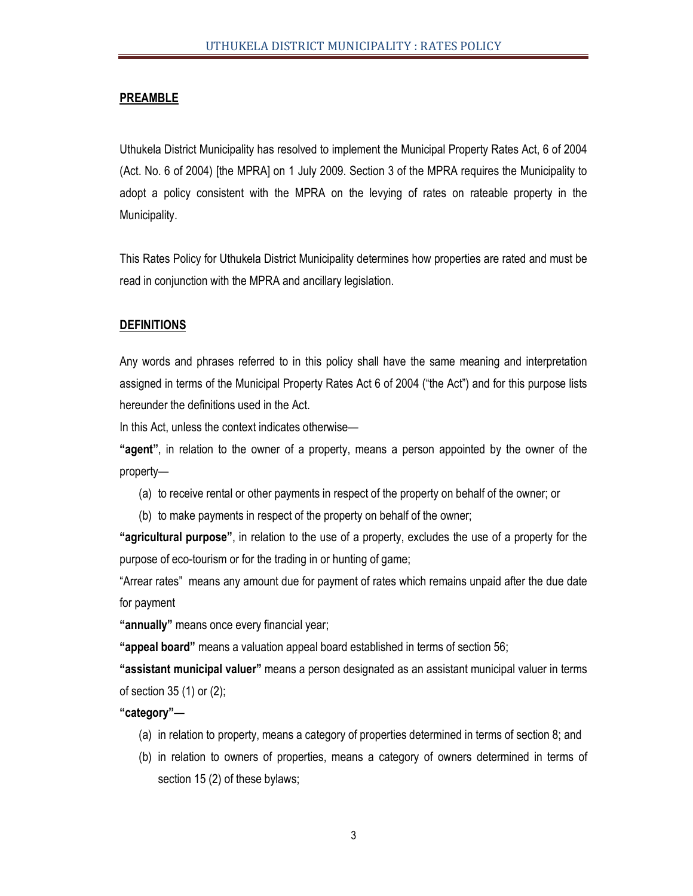**PREAMBLE**

Uthukela District Municipality has resolved to implement the Municipal Property Rates Act, 6 of 2004 (Act. No. 6 of 2004) [the MPRA] on 1 July 2009. Section 3 of the MPRA requires the Municipality to adopt a policy consistent with the MPRA on the levying of rates on rateable property in the Municipality.

This Rates Policy for Uthukela District Municipality determines how properties are rated and must be read in conjunction with the MPRA and ancillary legislation.

**DEFINITIONS**

Any words and phrases referred to in this policy shall have the same meaning and interpretation assigned in terms of the Municipal Property Rates Act 6 of 2004 ("the Act") and for this purpose lists hereunder the definitions used in the Act.

In this Act, unless the context indicates otherwise—

**"agent"**, in relation to the owner of a property, means a person appointed by the owner of the property—

(a) to receive rental or other payments in respect of the property on behalf of the owner; or

(b) to make payments in respect of the property on behalf of the owner;

**"agricultural purpose"**, in relation to the use of a property, excludes the use of a property for the purpose of eco-tourism or for the trading in or hunting of game;

"Arrear rates" means any amount due for payment of rates which remains unpaid after the due date for payment

**"annually"** means once every financial year;

**"appeal board"** means a valuation appeal board established in terms of section 56;

**"assistant municipal valuer"** means a person designated as an assistant municipal valuer in terms of section 35 (1) or (2);

**"category"**—

(a) in relation to property, means a category of properties determined in terms of section 8; and

(b) in relation to owners of properties, means a category of owners determined in terms of section 15 (2) of these bylaws;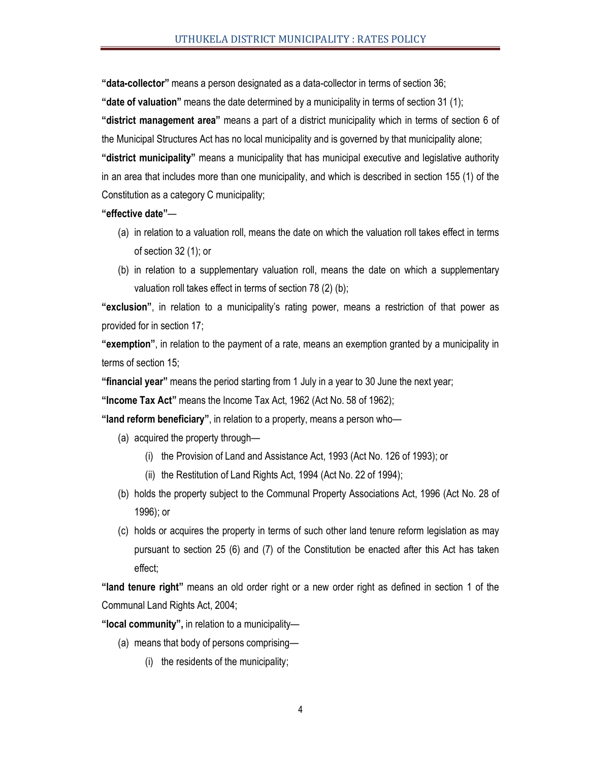**"data-collector"** means a person designated as a data-collector in terms of section 36;

**"date of valuation"** means the date determined by a municipality in terms of section 31 (1);

**"district management area"** means a part of a district municipality which in terms of section 6 of the Municipal Structures Act has no local municipality and is governed by that municipality alone;

**"district municipality"** means a municipality that has municipal executive and legislative authority in an area that includes more than one municipality, and which is described in section 155 (1) of the Constitution as a category C municipality;

**"effective date"**—

(a) in relation to a valuation roll, means the date on which the valuation roll takes effect in terms of section 32 (1); or

(b) in relation to a supplementary valuation roll, means the date on which a supplementary valuation roll takes effect in terms of section 78 (2) (b);

**"exclusion"**, in relation to a municipality's rating power, means a restriction of that power as provided for in section 17;

**"exemption"**, in relation to the payment of a rate, means an exemption granted by a municipality in terms of section 15;

**"financial year"** means the period starting from 1 July in a year to 30 June the next year;

**"Income Tax Act"** means the Income Tax Act, 1962 (Act No. 58 of 1962);

**"land reform beneficiary"**, in relation to a property, means a person who—

(a) acquired the property through—

(i) the Provision of Land and Assistance Act, 1993 (Act No. 126 of 1993); or

(ii) the Restitution of Land Rights Act, 1994 (Act No. 22 of 1994);

(b) holds the property subject to the Communal Property Associations Act, 1996 (Act No. 28 of 1996); or

(c) holds or acquires the property in terms of such other land tenure reform legislation as may pursuant to section 25 (6) and (7) of the Constitution be enacted after this Act has taken effect;

**"land tenure right"** means an old order right or a new order right as defined in section 1 of the Communal Land Rights Act, 2004;

**"local community",** in relation to a municipality—

(a) means that body of persons comprising—

(i) the residents of the municipality;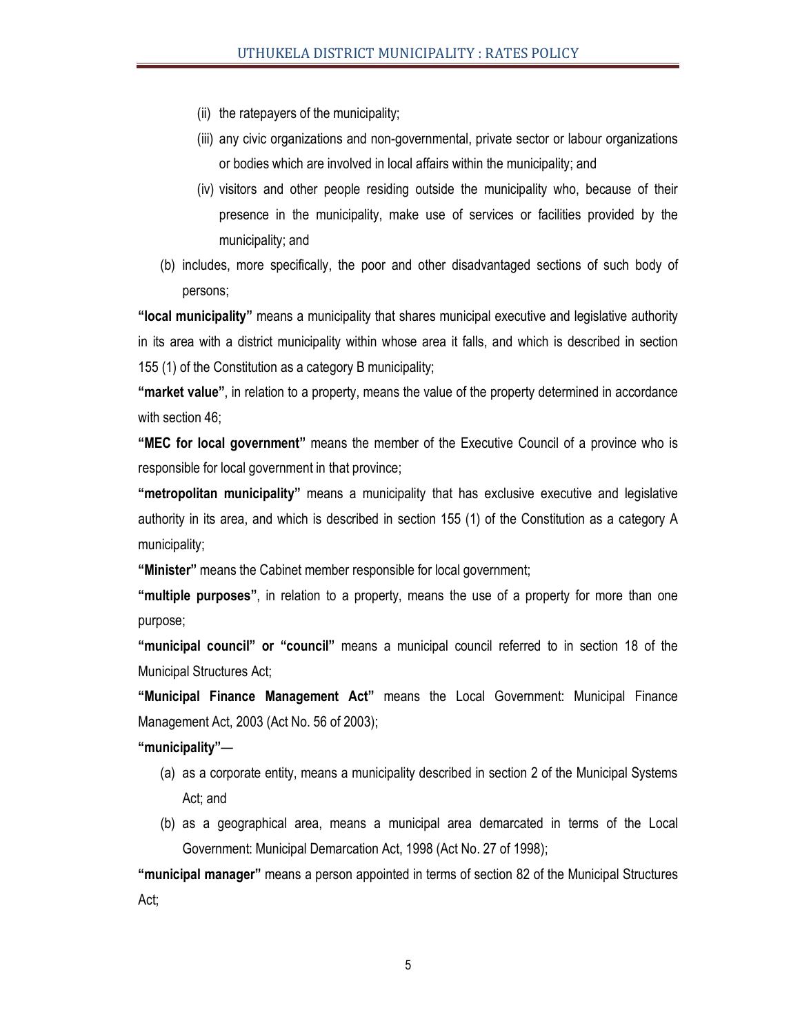(ii) the ratepayers of the municipality;

(iii) any civic organizations and non-governmental, private sector or labour organizations or bodies which are involved in local affairs within the municipality; and

(iv) visitors and other people residing outside the municipality who, because of their presence in the municipality, make use of services or facilities provided by the municipality; and

(b) includes, more specifically, the poor and other disadvantaged sections of such body of persons;

**"local municipality"** means a municipality that shares municipal executive and legislative authority in its area with a district municipality within whose area it falls, and which is described in section 155 (1) of the Constitution as a category B municipality;

**"market value"**, in relation to a property, means the value of the property determined in accordance with section 46;

**"MEC for local government"** means the member of the Executive Council of a province who is responsible for local government in that province;

**"metropolitan municipality"** means a municipality that has exclusive executive and legislative authority in its area, and which is described in section 155 (1) of the Constitution as a category A municipality;

**"Minister"** means the Cabinet member responsible for local government;

**"multiple purposes"**, in relation to a property, means the use of a property for more than one purpose;

**"municipal council" or "council"** means a municipal council referred to in section 18 of the Municipal Structures Act;

**"Municipal Finance Management Act"** means the Local Government: Municipal Finance Management Act, 2003 (Act No. 56 of 2003);

**"municipality"**—

(a) as a corporate entity, means a municipality described in section 2 of the Municipal Systems Act; and

(b) as a geographical area, means a municipal area demarcated in terms of the Local Government: Municipal Demarcation Act, 1998 (Act No. 27 of 1998);

**"municipal manager"** means a person appointed in terms of section 82 of the Municipal Structures Act;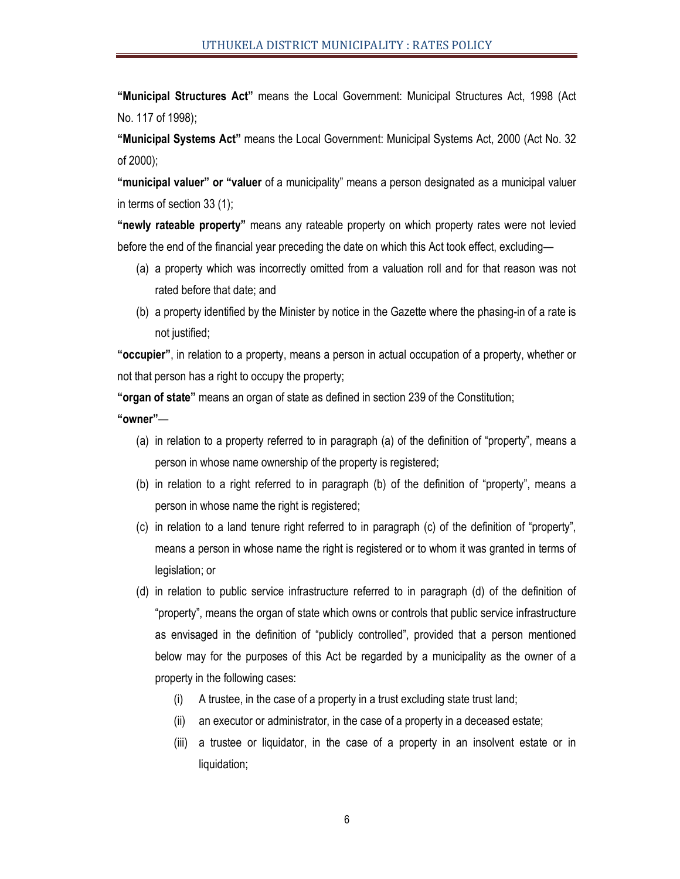**"Municipal Structures Act"** means the Local Government: Municipal Structures Act, 1998 (Act No. 117 of 1998);

**"Municipal Systems Act"** means the Local Government: Municipal Systems Act, 2000 (Act No. 32 of 2000);

**"municipal valuer" or "valuer** of a municipality" means a person designated as a municipal valuer in terms of section 33 (1);

**"newly rateable property"** means any rateable property on which property rates were not levied before the end of the financial year preceding the date on which this Act took effect, excluding—

(a) a property which was incorrectly omitted from a valuation roll and for that reason was not rated before that date; and

(b) a property identified by the Minister by notice in the Gazette where the phasing-in of a rate is not justified;

**"occupier"**, in relation to a property, means a person in actual occupation of a property, whether or not that person has a right to occupy the property;

**"organ of state"** means an organ of state as defined in section 239 of the Constitution;

**"owner"**—

(a) in relation to a property referred to in paragraph (a) of the definition of "property", means a person in whose name ownership of the property is registered;

(b) in relation to a right referred to in paragraph (b) of the definition of "property", means a person in whose name the right is registered;

(c) in relation to a land tenure right referred to in paragraph (c) of the definition of "property", means a person in whose name the right is registered or to whom it was granted in terms of legislation; or

(d) in relation to public service infrastructure referred to in paragraph (d) of the definition of "property", means the organ of state which owns or controls that public service infrastructure as envisaged in the definition of "publicly controlled", provided that a person mentioned below may for the purposes of this Act be regarded by a municipality as the owner of a property in the following cases:

   (i) A trustee, in the case of a property in a trust excluding state trust land;

   (ii) an executor or administrator, in the case of a property in a deceased estate;

   (iii) a trustee or liquidator, in the case of a property in an insolvent estate or in liquidation;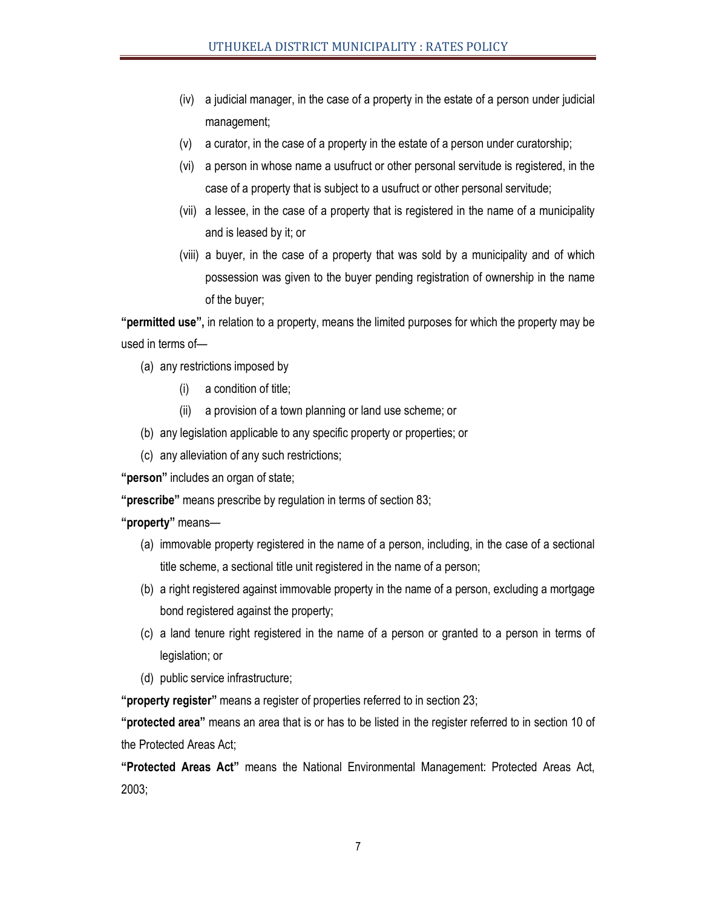(iv) a judicial manager, in the case of a property in the estate of a person under judicial management;

(v) a curator, in the case of a property in the estate of a person under curatorship;

(vi) a person in whose name a usufruct or other personal servitude is registered, in the case of a property that is subject to a usufruct or other personal servitude;

(vii) a lessee, in the case of a property that is registered in the name of a municipality and is leased by it; or

(viii) a buyer, in the case of a property that was sold by a municipality and of which possession was given to the buyer pending registration of ownership in the name of the buyer;

**"permitted use",** in relation to a property, means the limited purposes for which the property may be used in terms of—

(a) any restrictions imposed by

- (i) a condition of title;
- (ii) a provision of a town planning or land use scheme; or

(b) any legislation applicable to any specific property or properties; or

(c) any alleviation of any such restrictions;

**"person"** includes an organ of state;

**"prescribe"** means prescribe by regulation in terms of section 83;

**"property"** means—

(a) immovable property registered in the name of a person, including, in the case of a sectional title scheme, a sectional title unit registered in the name of a person;

(b) a right registered against immovable property in the name of a person, excluding a mortgage bond registered against the property;

(c) a land tenure right registered in the name of a person or granted to a person in terms of legislation; or

(d) public service infrastructure;

**"property register"** means a register of properties referred to in section 23;

**"protected area"** means an area that is or has to be listed in the register referred to in section 10 of the Protected Areas Act;

**"Protected Areas Act"** means the National Environmental Management: Protected Areas Act, 2003;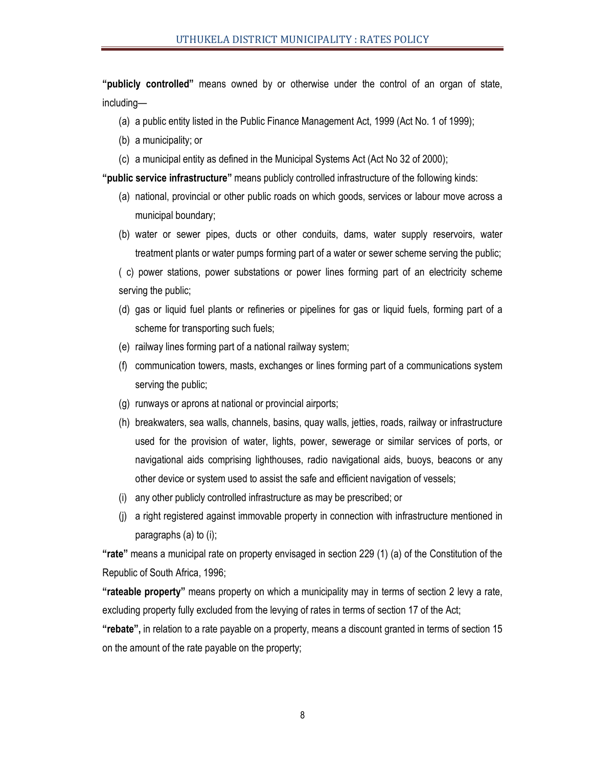**"publicly controlled"** means owned by or otherwise under the control of an organ of state, including—

(a) a public entity listed in the Public Finance Management Act, 1999 (Act No. 1 of 1999);

(b) a municipality; or

(c) a municipal entity as defined in the Municipal Systems Act (Act No 32 of 2000);

**"public service infrastructure"** means publicly controlled infrastructure of the following kinds:

(a) national, provincial or other public roads on which goods, services or labour move across a municipal boundary;

(b) water or sewer pipes, ducts or other conduits, dams, water supply reservoirs, water treatment plants or water pumps forming part of a water or sewer scheme serving the public;

( c) power stations, power substations or power lines forming part of an electricity scheme serving the public;

(d) gas or liquid fuel plants or refineries or pipelines for gas or liquid fuels, forming part of a scheme for transporting such fuels;

(e) railway lines forming part of a national railway system;

(f) communication towers, masts, exchanges or lines forming part of a communications system serving the public;

(g) runways or aprons at national or provincial airports;

(h) breakwaters, sea walls, channels, basins, quay walls, jetties, roads, railway or infrastructure used for the provision of water, lights, power, sewerage or similar services of ports, or navigational aids comprising lighthouses, radio navigational aids, buoys, beacons or any other device or system used to assist the safe and efficient navigation of vessels;

(i) any other publicly controlled infrastructure as may be prescribed; or

(j) a right registered against immovable property in connection with infrastructure mentioned in paragraphs (a) to (i);

**"rate"** means a municipal rate on property envisaged in section 229 (1) (a) of the Constitution of the Republic of South Africa, 1996;

**"rateable property"** means property on which a municipality may in terms of section 2 levy a rate, excluding property fully excluded from the levying of rates in terms of section 17 of the Act;

**"rebate",** in relation to a rate payable on a property, means a discount granted in terms of section 15 on the amount of the rate payable on the property;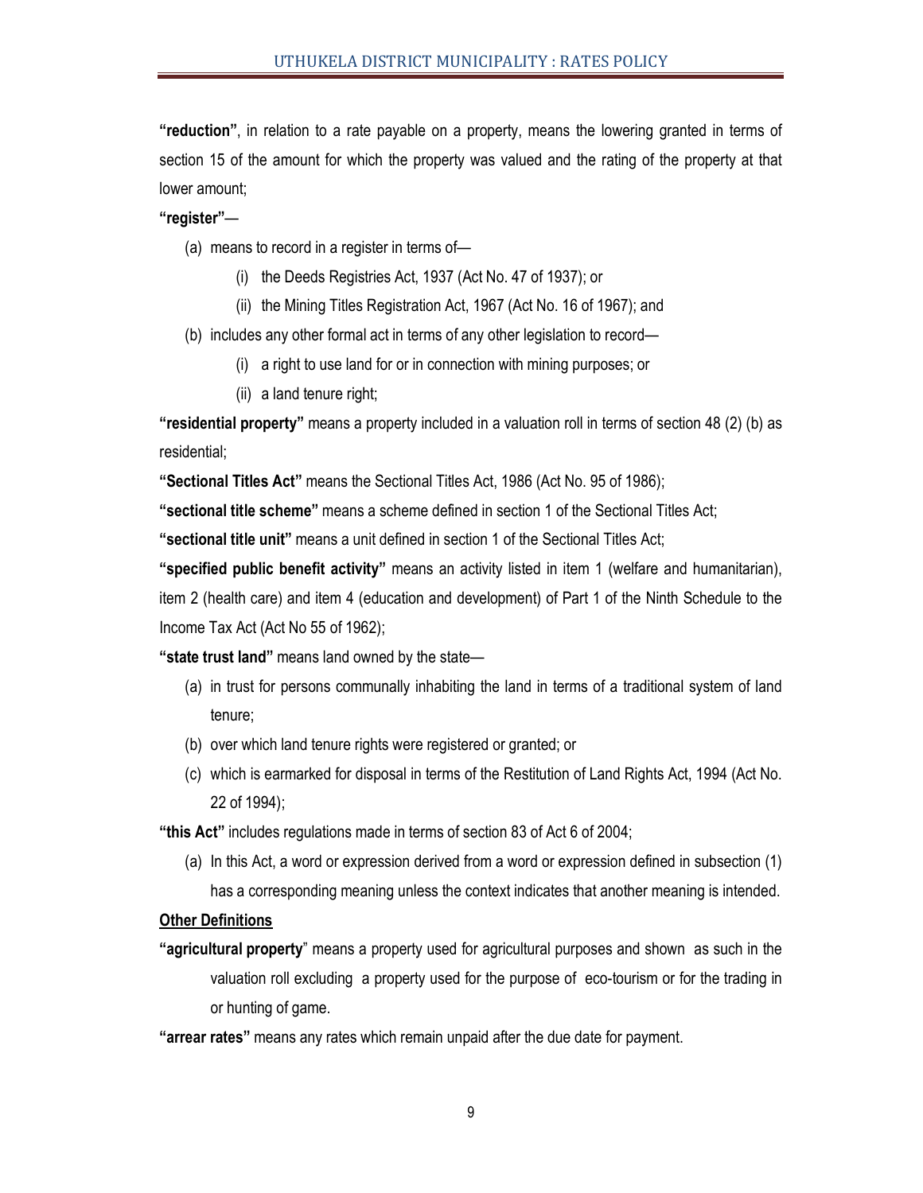**"reduction"**, in relation to a rate payable on a property, means the lowering granted in terms of section 15 of the amount for which the property was valued and the rating of the property at that lower amount;

**"register"**—

(a) means to record in a register in terms of—

(i) the Deeds Registries Act, 1937 (Act No. 47 of 1937); or

(ii) the Mining Titles Registration Act, 1967 (Act No. 16 of 1967); and

(b) includes any other formal act in terms of any other legislation to record—

(i) a right to use land for or in connection with mining purposes; or

(ii) a land tenure right;

**"residential property"** means a property included in a valuation roll in terms of section 48 (2) (b) as residential;

**"Sectional Titles Act"** means the Sectional Titles Act, 1986 (Act No. 95 of 1986);

**"sectional title scheme"** means a scheme defined in section 1 of the Sectional Titles Act;

**"sectional title unit"** means a unit defined in section 1 of the Sectional Titles Act;

**"specified public benefit activity"** means an activity listed in item 1 (welfare and humanitarian), item 2 (health care) and item 4 (education and development) of Part 1 of the Ninth Schedule to the Income Tax Act (Act No 55 of 1962);

**"state trust land"** means land owned by the state—

(a) in trust for persons communally inhabiting the land in terms of a traditional system of land tenure;

(b) over which land tenure rights were registered or granted; or

(c) which is earmarked for disposal in terms of the Restitution of Land Rights Act, 1994 (Act No. 22 of 1994);

**"this Act"** includes regulations made in terms of section 83 of Act 6 of 2004;

(a) In this Act, a word or expression derived from a word or expression defined in subsection (1) has a corresponding meaning unless the context indicates that another meaning is intended.

**Other Definitions**

**"agricultural property"** means a property used for agricultural purposes and shown as such in the valuation roll excluding a property used for the purpose of eco-tourism or for the trading in or hunting of game.

**"arrear rates"** means any rates which remain unpaid after the due date for payment.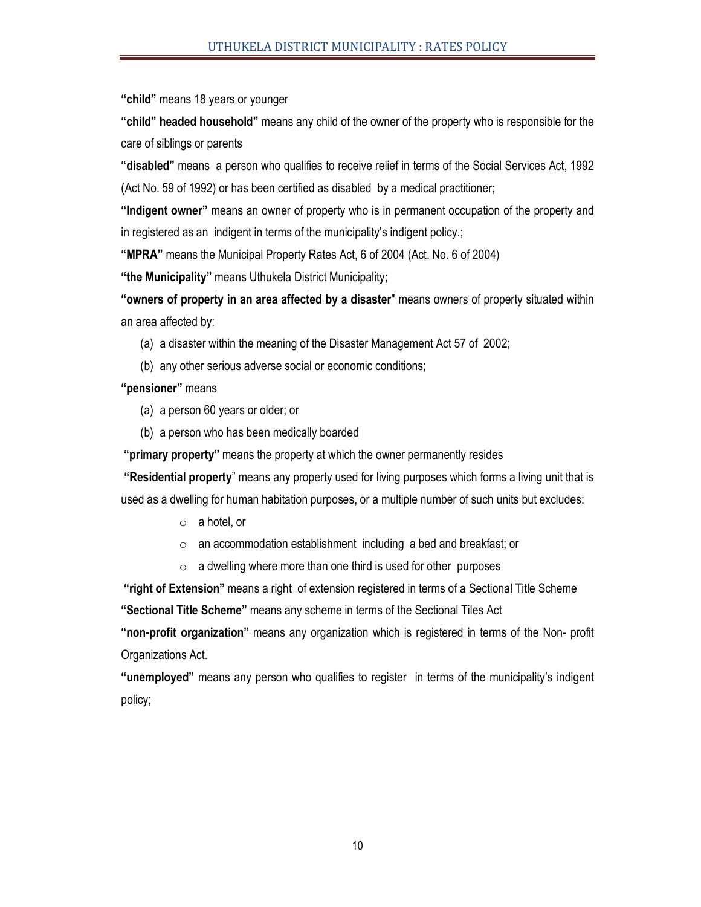**“child”** means 18 years or younger

**“child” headed household”** means any child of the owner of the property who is responsible for the care of siblings or parents

**“disabled”** means a person who qualifies to receive relief in terms of the Social Services Act, 1992 (Act No. 59 of 1992) or has been certified as disabled by a medical practitioner;

**“Indigent owner”** means an owner of property who is in permanent occupation of the property and in registered as an indigent in terms of the municipality’s indigent policy.;

**“MPRA”** means the Municipal Property Rates Act, 6 of 2004 (Act. No. 6 of 2004)

**“the Municipality”** means Uthukela District Municipality;

**“owners of property in an area affected by a disaster**" means owners of property situated within an area affected by:

(a) a disaster within the meaning of the Disaster Management Act 57 of 2002;

(b) any other serious adverse social or economic conditions;

**“pensioner”** means

(a) a person 60 years or older; or

(b) a person who has been medically boarded

**“primary property”** means the property at which the owner permanently resides

**“Residential property**” means any property used for living purposes which forms a living unit that is used as a dwelling for human habitation purposes, or a multiple number of such units but excludes:

- a hotel, or
- an accommodation establishment including a bed and breakfast; or
- a dwelling where more than one third is used for other purposes

**“right of Extension”** means a right of extension registered in terms of a Sectional Title Scheme

**“Sectional Title Scheme”** means any scheme in terms of the Sectional Tiles Act

**“non-profit organization”** means any organization which is registered in terms of the Non- profit Organizations Act.

**“unemployed”** means any person who qualifies to register in terms of the municipality’s indigent policy;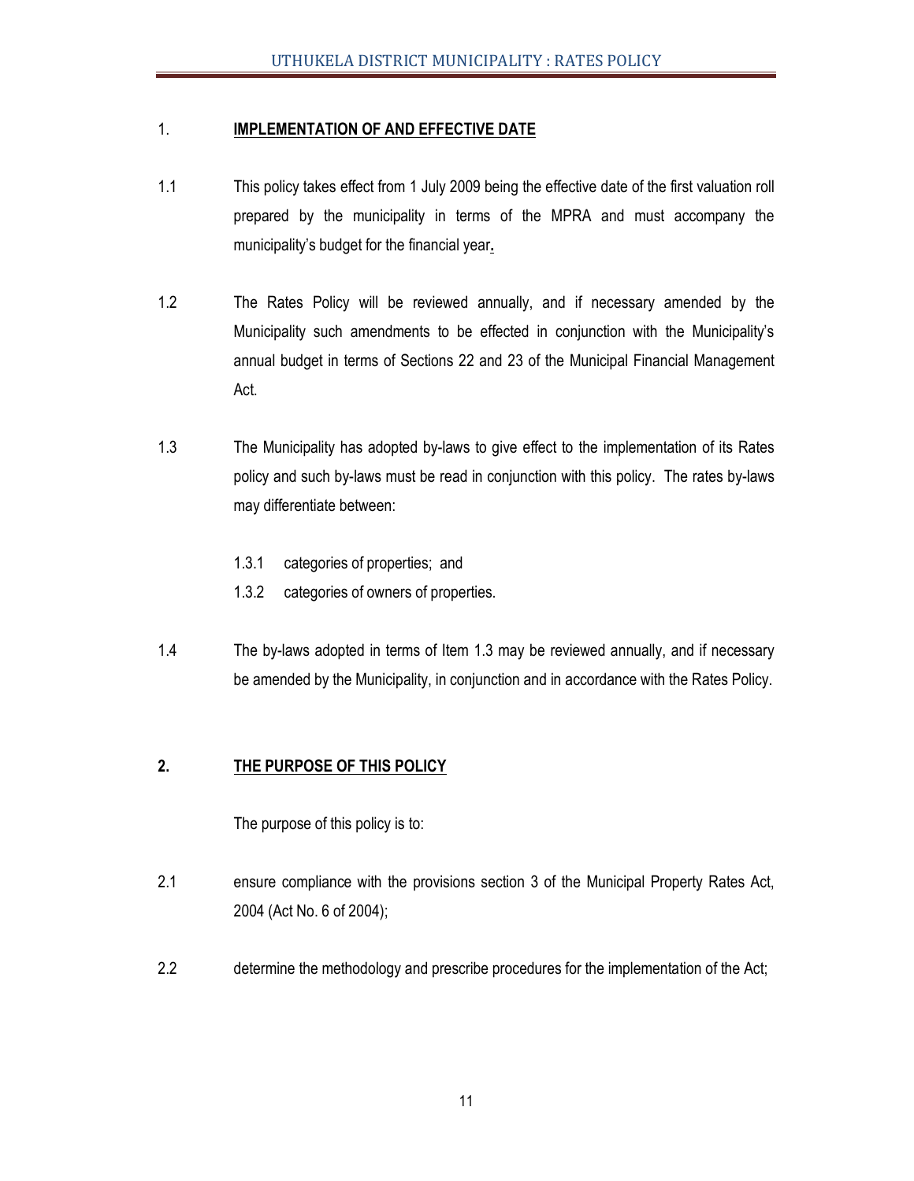## 1. IMPLEMENTATION OF AND EFFECTIVE DATE

1.1 This policy takes effect from 1 July 2009 being the effective date of the first valuation roll prepared by the municipality in terms of the MPRA and must accompany the municipality's budget for the financial year**.**

1.2 The Rates Policy will be reviewed annually, and if necessary amended by the Municipality such amendments to be effected in conjunction with the Municipality's annual budget in terms of Sections 22 and 23 of the Municipal Financial Management Act.

1.3 The Municipality has adopted by-laws to give effect to the implementation of its Rates policy and such by-laws must be read in conjunction with this policy. The rates by-laws may differentiate between:

- 1.3.1 categories of properties; and
- 1.3.2 categories of owners of properties.

1.4 The by-laws adopted in terms of Item 1.3 may be reviewed annually, and if necessary be amended by the Municipality, in conjunction and in accordance with the Rates Policy.

## 2. THE PURPOSE OF THIS POLICY

The purpose of this policy is to:

2.1 ensure compliance with the provisions section 3 of the Municipal Property Rates Act, 2004 (Act No. 6 of 2004);

2.2 determine the methodology and prescribe procedures for the implementation of the Act;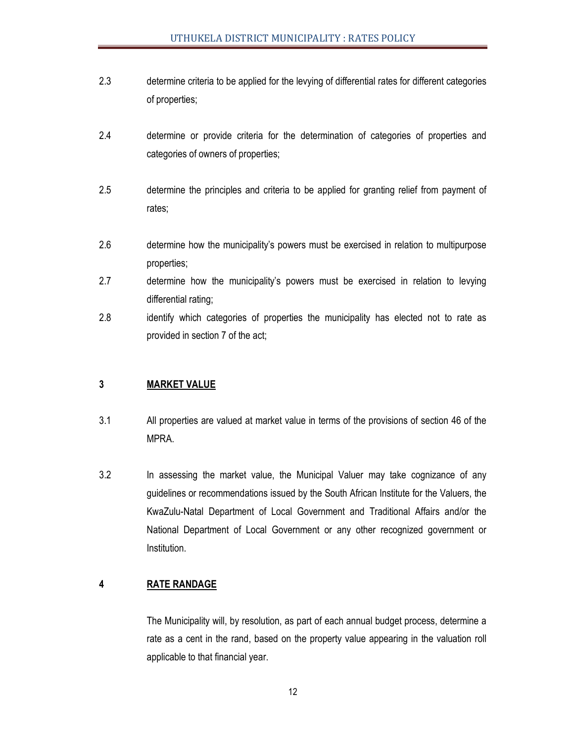2.3 determine criteria to be applied for the levying of differential rates for different categories of properties;

2.4 determine or provide criteria for the determination of categories of properties and categories of owners of properties;

2.5 determine the principles and criteria to be applied for granting relief from payment of rates;

2.6 determine how the municipality's powers must be exercised in relation to multipurpose properties;

2.7 determine how the municipality's powers must be exercised in relation to levying differential rating;

2.8 identify which categories of properties the municipality has elected not to rate as provided in section 7 of the act;

## 3 MARKET VALUE

3.1 All properties are valued at market value in terms of the provisions of section 46 of the MPRA.

3.2 In assessing the market value, the Municipal Valuer may take cognizance of any guidelines or recommendations issued by the South African Institute for the Valuers, the KwaZulu-Natal Department of Local Government and Traditional Affairs and/or the National Department of Local Government or any other recognized government or Institution.

## 4 RATE RANDAGE

The Municipality will, by resolution, as part of each annual budget process, determine a rate as a cent in the rand, based on the property value appearing in the valuation roll applicable to that financial year.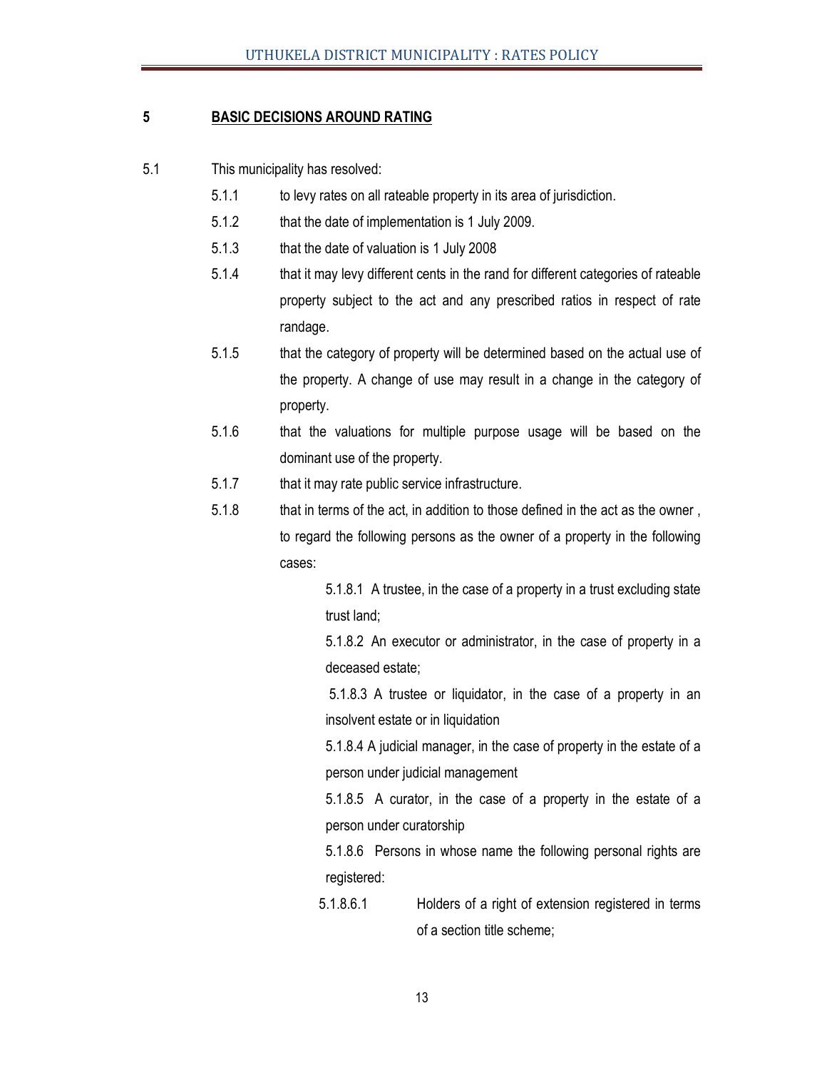## 5 BASIC DECISIONS AROUND RATING

5.1 This municipality has resolved:

5.1.1 to levy rates on all rateable property in its area of jurisdiction.

5.1.2 that the date of implementation is 1 July 2009.

5.1.3 that the date of valuation is 1 July 2008

5.1.4 that it may levy different cents in the rand for different categories of rateable property subject to the act and any prescribed ratios in respect of rate randage.

5.1.5 that the category of property will be determined based on the actual use of the property. A change of use may result in a change in the category of property.

5.1.6 that the valuations for multiple purpose usage will be based on the dominant use of the property.

5.1.7 that it may rate public service infrastructure.

5.1.8 that in terms of the act, in addition to those defined in the act as the owner , to regard the following persons as the owner of a property in the following cases:

5.1.8.1 A trustee, in the case of a property in a trust excluding state trust land;

5.1.8.2 An executor or administrator, in the case of property in a deceased estate;

5.1.8.3 A trustee or liquidator, in the case of a property in an insolvent estate or in liquidation

5.1.8.4 A judicial manager, in the case of property in the estate of a person under judicial management

5.1.8.5 A curator, in the case of a property in the estate of a person under curatorship

5.1.8.6 Persons in whose name the following personal rights are registered:

5.1.8.6.1 Holders of a right of extension registered in terms of a section title scheme;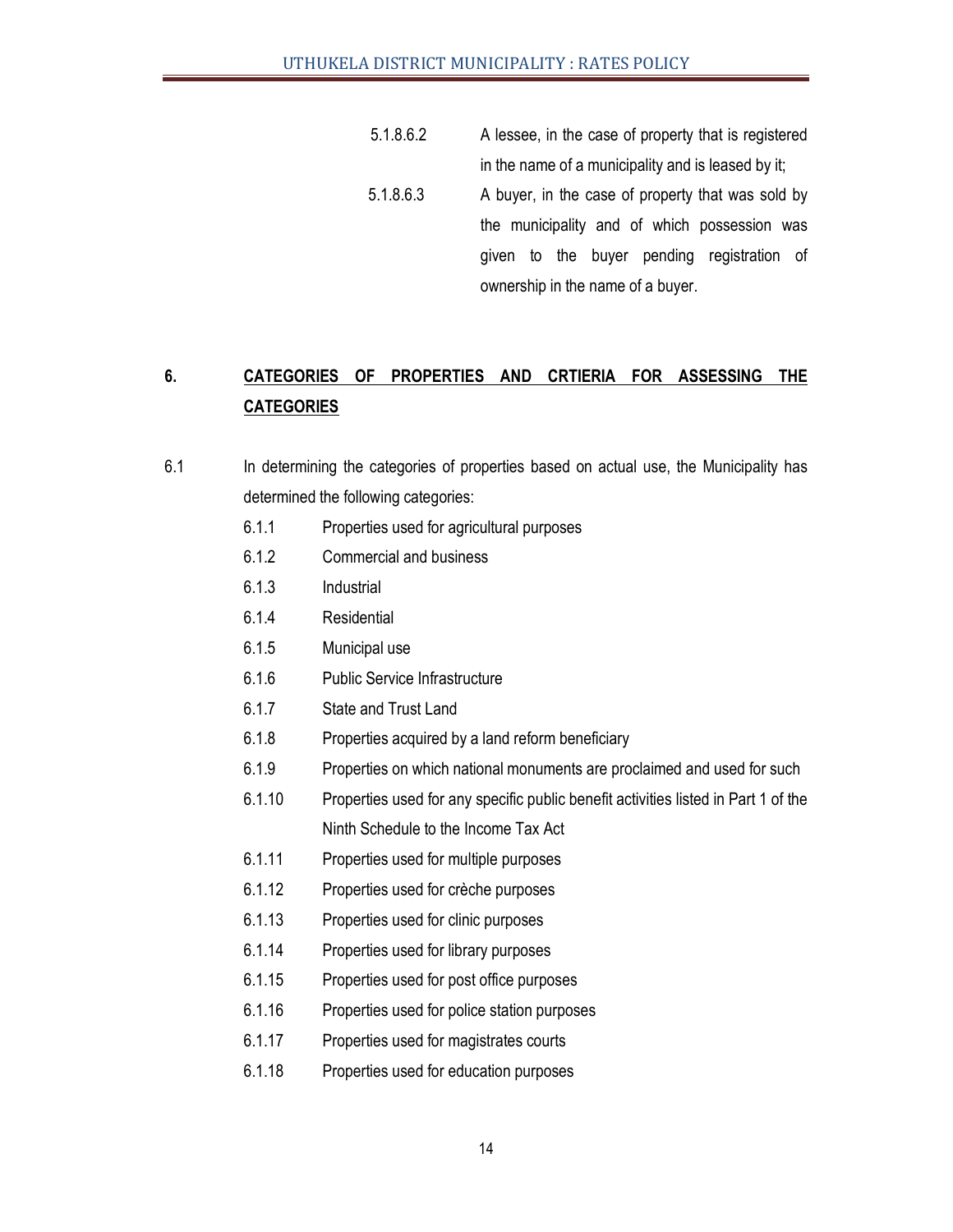5.1.8.6.2 A lessee, in the case of property that is registered in the name of a municipality and is leased by it;

5.1.8.6.3 A buyer, in the case of property that was sold by the municipality and of which possession was given to the buyer pending registration of ownership in the name of a buyer.

## 6. CATEGORIES OF PROPERTIES AND CRTIERIA FOR ASSESSING THE CATEGORIES

6.1 In determining the categories of properties based on actual use, the Municipality has determined the following categories:

6.1.1 Properties used for agricultural purposes

6.1.2 Commercial and business

6.1.3 Industrial

6.1.4 Residential

6.1.5 Municipal use

6.1.6 Public Service Infrastructure

6.1.7 State and Trust Land

6.1.8 Properties acquired by a land reform beneficiary

6.1.9 Properties on which national monuments are proclaimed and used for such

6.1.10 Properties used for any specific public benefit activities listed in Part 1 of the Ninth Schedule to the Income Tax Act

6.1.11 Properties used for multiple purposes

6.1.12 Properties used for crèche purposes

6.1.13 Properties used for clinic purposes

6.1.14 Properties used for library purposes

6.1.15 Properties used for post office purposes

6.1.16 Properties used for police station purposes

6.1.17 Properties used for magistrates courts

6.1.18 Properties used for education purposes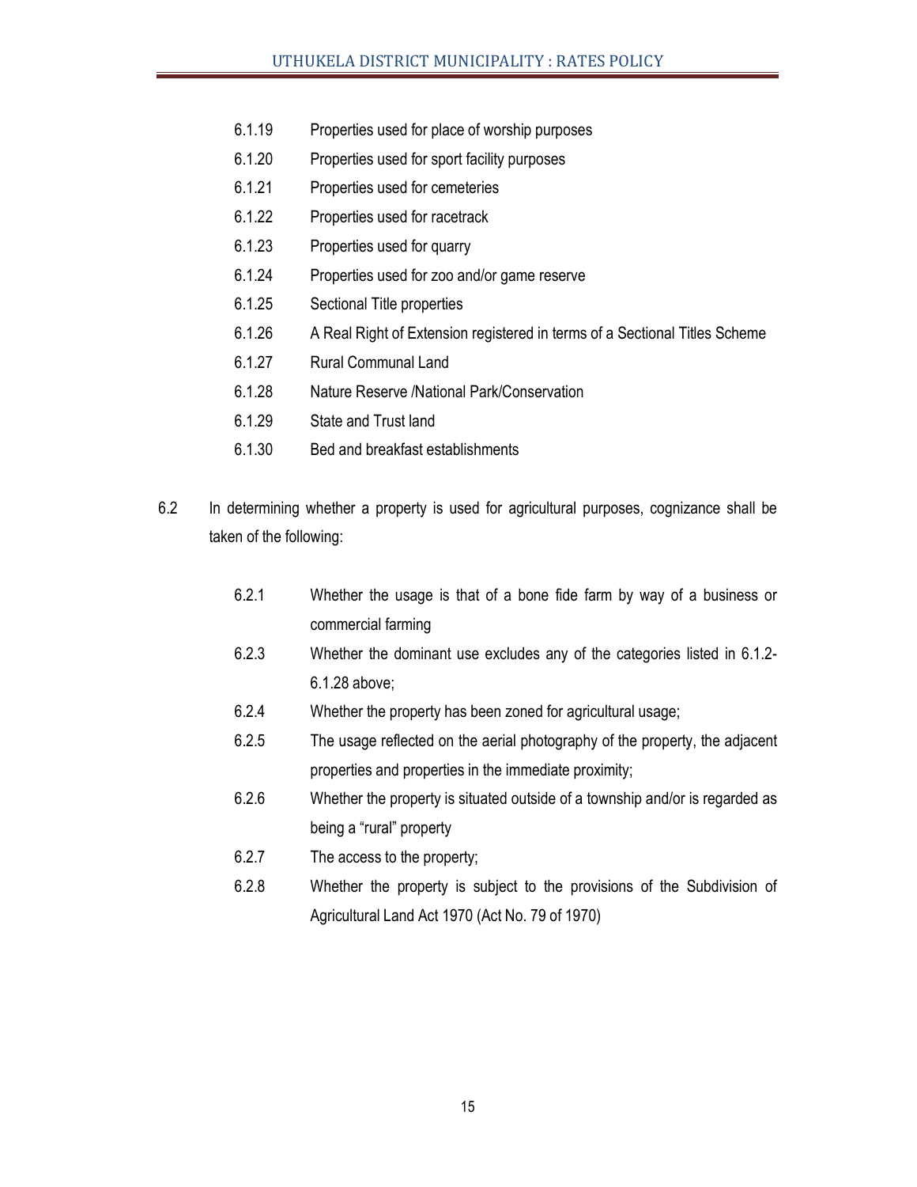6.1.19 Properties used for place of worship purposes

6.1.20 Properties used for sport facility purposes

6.1.21 Properties used for cemeteries

6.1.22 Properties used for racetrack

6.1.23 Properties used for quarry

6.1.24 Properties used for zoo and/or game reserve

6.1.25 Sectional Title properties

6.1.26 A Real Right of Extension registered in terms of a Sectional Titles Scheme

6.1.27 Rural Communal Land

6.1.28 Nature Reserve /National Park/Conservation

6.1.29 State and Trust land

6.1.30 Bed and breakfast establishments

6.2 In determining whether a property is used for agricultural purposes, cognizance shall be taken of the following:

6.2.1 Whether the usage is that of a bone fide farm by way of a business or commercial farming

6.2.3 Whether the dominant use excludes any of the categories listed in 6.1.2-6.1.28 above;

6.2.4 Whether the property has been zoned for agricultural usage;

6.2.5 The usage reflected on the aerial photography of the property, the adjacent properties and properties in the immediate proximity;

6.2.6 Whether the property is situated outside of a township and/or is regarded as being a "rural" property

6.2.7 The access to the property;

6.2.8 Whether the property is subject to the provisions of the Subdivision of Agricultural Land Act 1970 (Act No. 79 of 1970)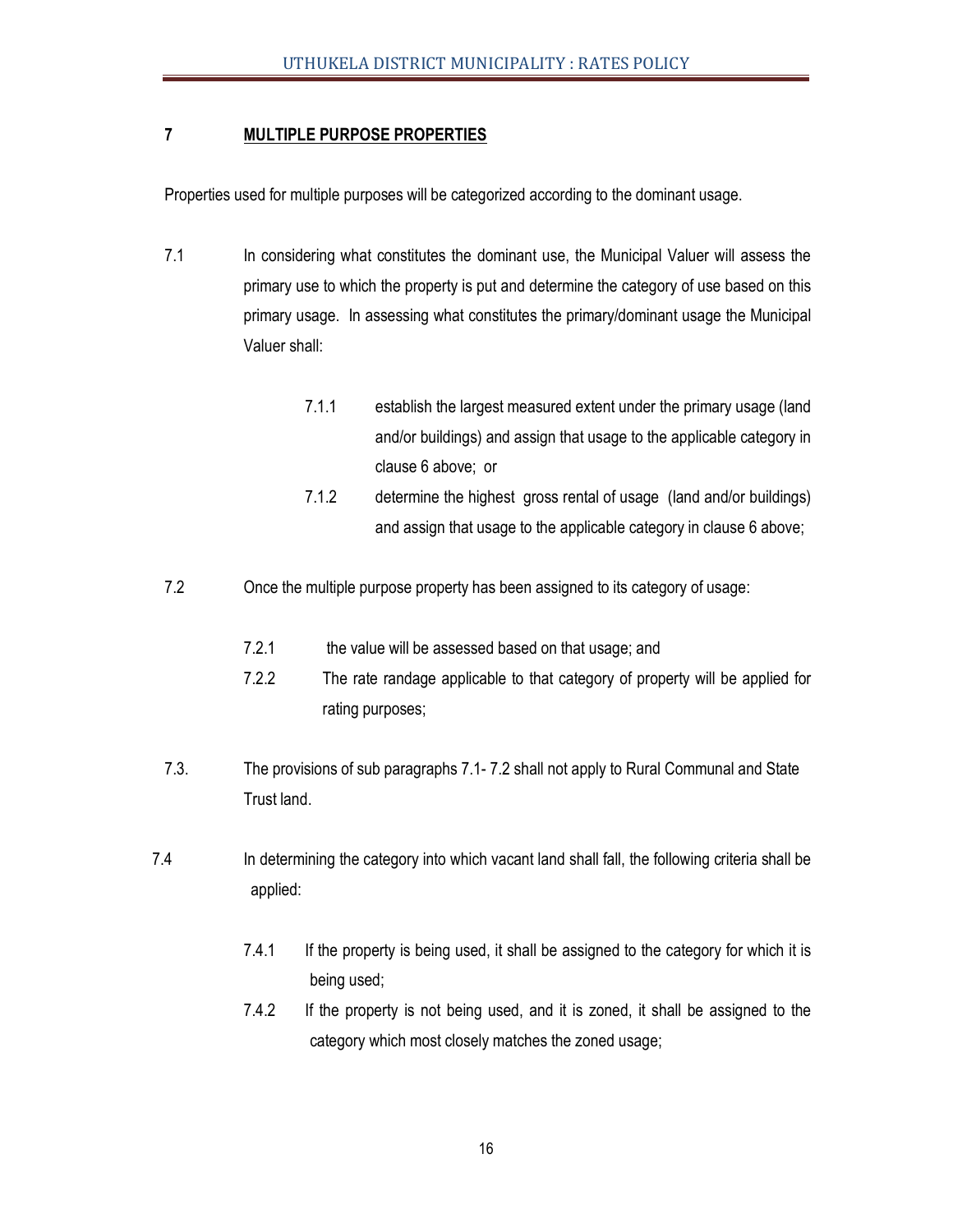## 7 MULTIPLE PURPOSE PROPERTIES

Properties used for multiple purposes will be categorized according to the dominant usage.

7.1 In considering what constitutes the dominant use, the Municipal Valuer will assess the primary use to which the property is put and determine the category of use based on this primary usage. In assessing what constitutes the primary/dominant usage the Municipal Valuer shall:

- 7.1.1 establish the largest measured extent under the primary usage (land and/or buildings) and assign that usage to the applicable category in clause 6 above; or
- 7.1.2 determine the highest gross rental of usage (land and/or buildings) and assign that usage to the applicable category in clause 6 above;

7.2 Once the multiple purpose property has been assigned to its category of usage:

- 7.2.1 the value will be assessed based on that usage; and
- 7.2.2 The rate randage applicable to that category of property will be applied for rating purposes;

7.3. The provisions of sub paragraphs 7.1- 7.2 shall not apply to Rural Communal and State Trust land.

7.4 In determining the category into which vacant land shall fall, the following criteria shall be applied:

- 7.4.1 If the property is being used, it shall be assigned to the category for which it is being used;
- 7.4.2 If the property is not being used, and it is zoned, it shall be assigned to the category which most closely matches the zoned usage;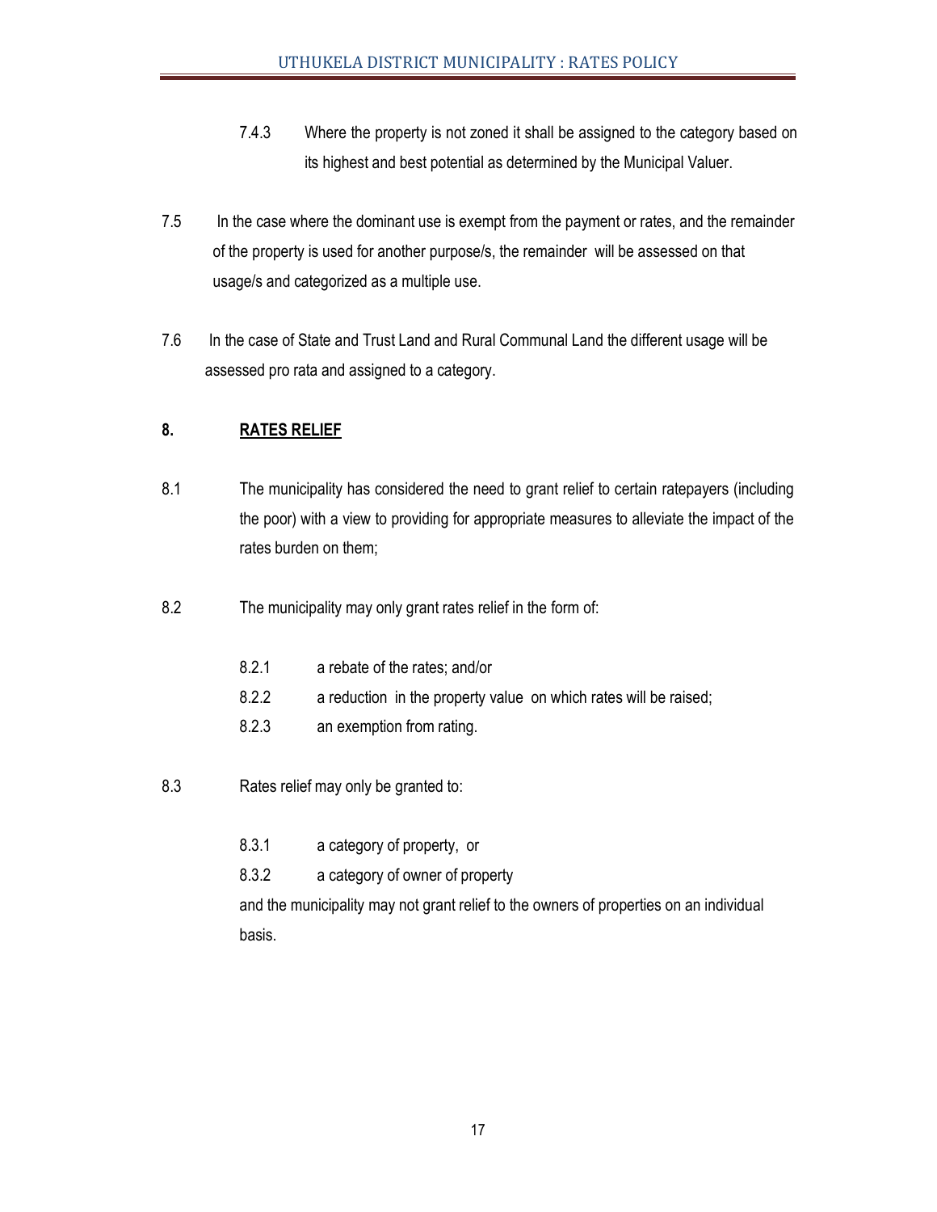7.4.3 Where the property is not zoned it shall be assigned to the category based on its highest and best potential as determined by the Municipal Valuer.

7.5 In the case where the dominant use is exempt from the payment or rates, and the remainder of the property is used for another purpose/s, the remainder will be assessed on that usage/s and categorized as a multiple use.

7.6 In the case of State and Trust Land and Rural Communal Land the different usage will be assessed pro rata and assigned to a category.

## 8. RATES RELIEF

8.1 The municipality has considered the need to grant relief to certain ratepayers (including the poor) with a view to providing for appropriate measures to alleviate the impact of the rates burden on them;

8.2 The municipality may only grant rates relief in the form of:

- 8.2.1 a rebate of the rates; and/or
- 8.2.2 a reduction in the property value on which rates will be raised;
- 8.2.3 an exemption from rating.

8.3 Rates relief may only be granted to:

- 8.3.1 a category of property, or
- 8.3.2 a category of owner of property

and the municipality may not grant relief to the owners of properties on an individual basis.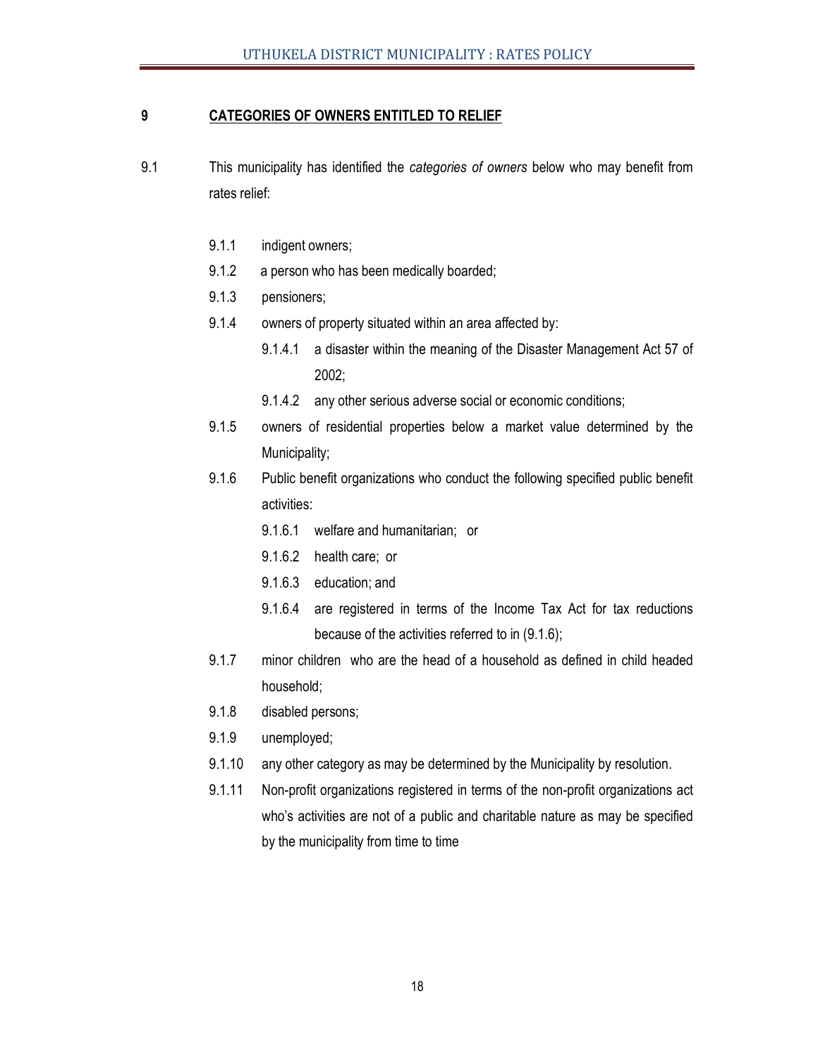## 9 CATEGORIES OF OWNERS ENTITLED TO RELIEF

9.1 This municipality has identified the *categories of owners* below who may benefit from rates relief:

- 9.1.1 indigent owners;
- 9.1.2 a person who has been medically boarded;
- 9.1.3 pensioners;
- 9.1.4 owners of property situated within an area affected by:
  - 9.1.4.1 a disaster within the meaning of the Disaster Management Act 57 of 2002;
  - 9.1.4.2 any other serious adverse social or economic conditions;
- 9.1.5 owners of residential properties below a market value determined by the Municipality;
- 9.1.6 Public benefit organizations who conduct the following specified public benefit activities:
  - 9.1.6.1 welfare and humanitarian; or
  - 9.1.6.2 health care; or
  - 9.1.6.3 education; and
  - 9.1.6.4 are registered in terms of the Income Tax Act for tax reductions because of the activities referred to in (9.1.6);
- 9.1.7 minor children who are the head of a household as defined in child headed household;
- 9.1.8 disabled persons;
- 9.1.9 unemployed;
- 9.1.10 any other category as may be determined by the Municipality by resolution.
- 9.1.11 Non-profit organizations registered in terms of the non-profit organizations act who's activities are not of a public and charitable nature as may be specified by the municipality from time to time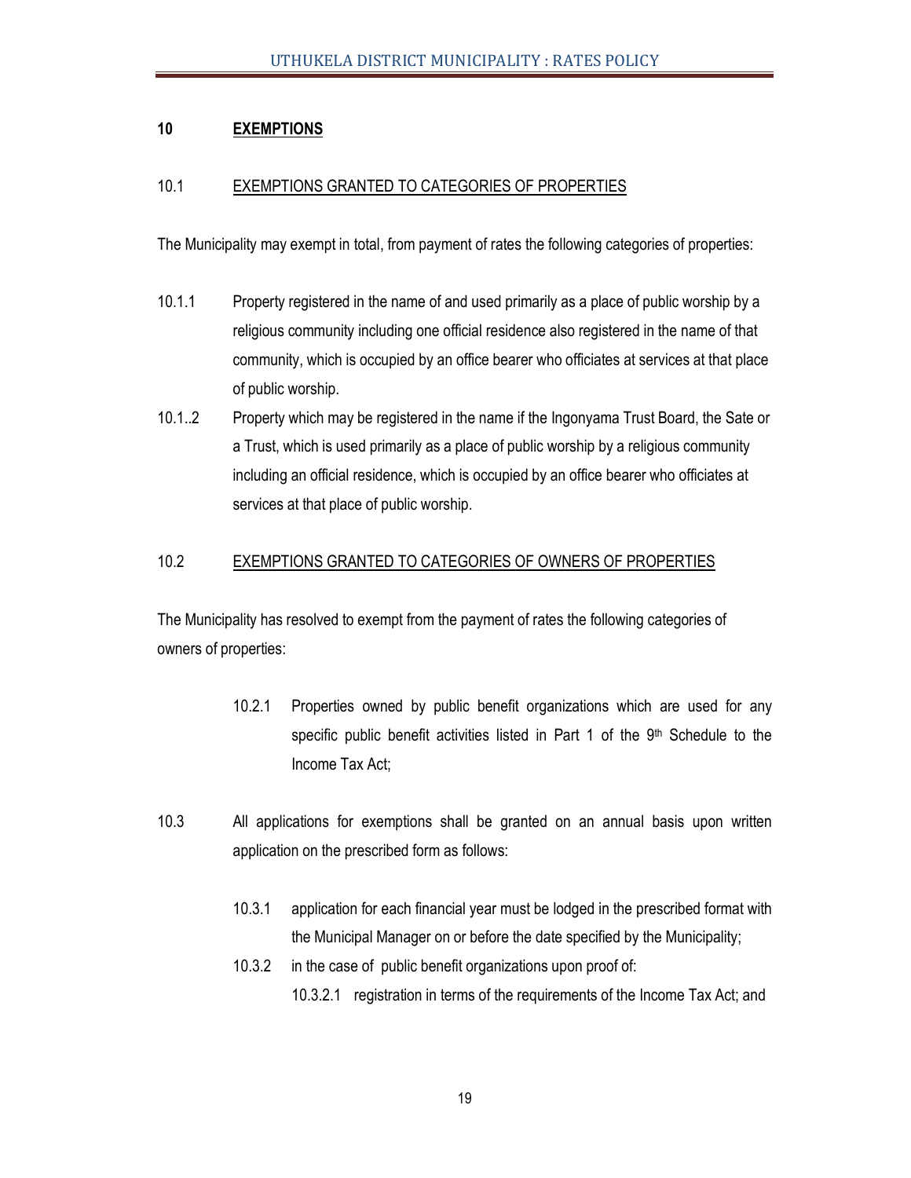## 10 EXEMPTIONS

### 10.1 EXEMPTIONS GRANTED TO CATEGORIES OF PROPERTIES

The Municipality may exempt in total, from payment of rates the following categories of properties:

10.1.1 Property registered in the name of and used primarily as a place of public worship by a religious community including one official residence also registered in the name of that community, which is occupied by an office bearer who officiates at services at that place of public worship.

10.1..2 Property which may be registered in the name if the Ingonyama Trust Board, the Sate or a Trust, which is used primarily as a place of public worship by a religious community including an official residence, which is occupied by an office bearer who officiates at services at that place of public worship.

### 10.2 EXEMPTIONS GRANTED TO CATEGORIES OF OWNERS OF PROPERTIES

The Municipality has resolved to exempt from the payment of rates the following categories of owners of properties:

10.2.1 Properties owned by public benefit organizations which are used for any specific public benefit activities listed in Part 1 of the 9th Schedule to the Income Tax Act;

10.3 All applications for exemptions shall be granted on an annual basis upon written application on the prescribed form as follows:

10.3.1 application for each financial year must be lodged in the prescribed format with the Municipal Manager on or before the date specified by the Municipality;

10.3.2 in the case of public benefit organizations upon proof of:

10.3.2.1 registration in terms of the requirements of the Income Tax Act; and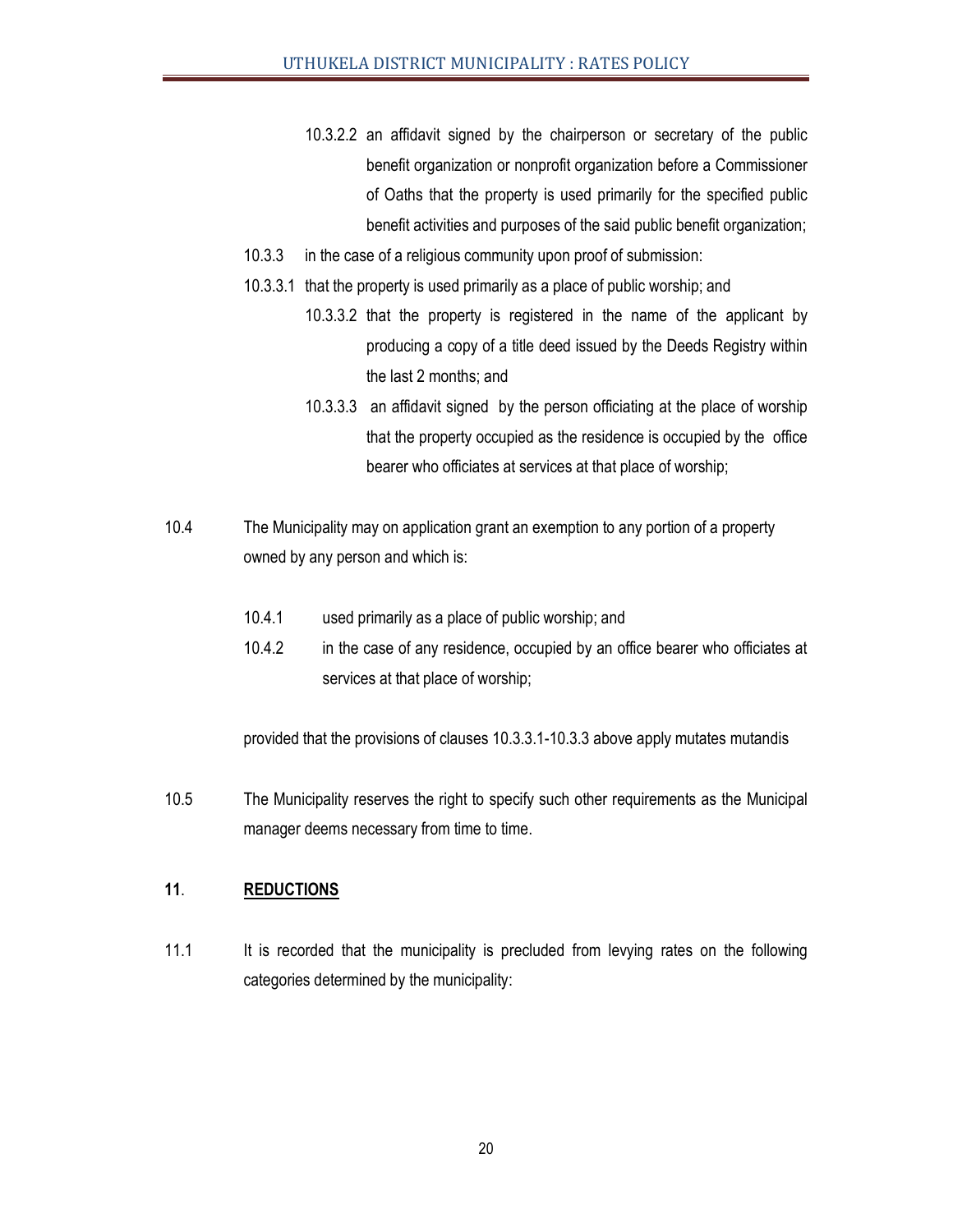10.3.2.2 an affidavit signed by the chairperson or secretary of the public benefit organization or nonprofit organization before a Commissioner of Oaths that the property is used primarily for the specified public benefit activities and purposes of the said public benefit organization;

10.3.3 in the case of a religious community upon proof of submission:

10.3.3.1 that the property is used primarily as a place of public worship; and

10.3.3.2 that the property is registered in the name of the applicant by producing a copy of a title deed issued by the Deeds Registry within the last 2 months; and

10.3.3.3 an affidavit signed by the person officiating at the place of worship that the property occupied as the residence is occupied by the office bearer who officiates at services at that place of worship;

10.4 The Municipality may on application grant an exemption to any portion of a property owned by any person and which is:

10.4.1 used primarily as a place of public worship; and

10.4.2 in the case of any residence, occupied by an office bearer who officiates at services at that place of worship;

provided that the provisions of clauses 10.3.3.1-10.3.3 above apply mutates mutandis

10.5 The Municipality reserves the right to specify such other requirements as the Municipal manager deems necessary from time to time.

## 11. <u>REDUCTIONS</u>

11.1 It is recorded that the municipality is precluded from levying rates on the following categories determined by the municipality: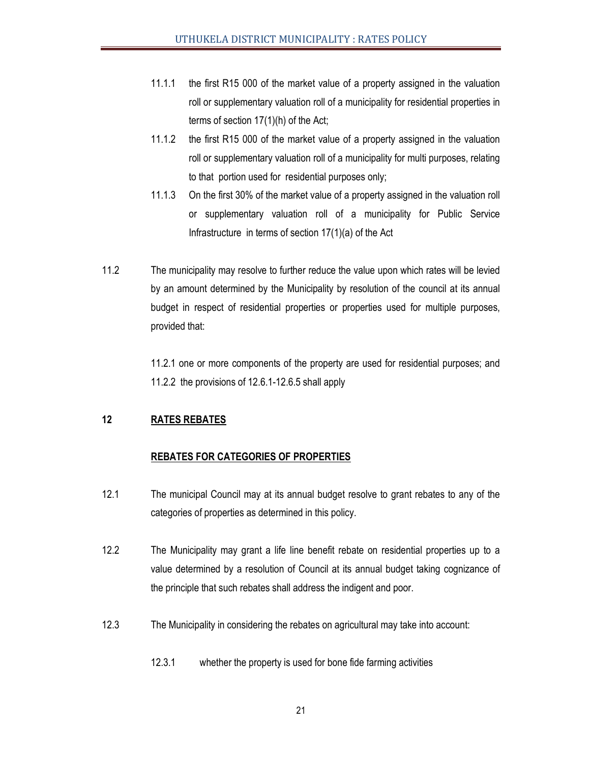11.1.1 the first R15 000 of the market value of a property assigned in the valuation roll or supplementary valuation roll of a municipality for residential properties in terms of section 17(1)(h) of the Act;

11.1.2 the first R15 000 of the market value of a property assigned in the valuation roll or supplementary valuation roll of a municipality for multi purposes, relating to that portion used for residential purposes only;

11.1.3 On the first 30% of the market value of a property assigned in the valuation roll or supplementary valuation roll of a municipality for Public Service Infrastructure in terms of section 17(1)(a) of the Act

11.2 The municipality may resolve to further reduce the value upon which rates will be levied by an amount determined by the Municipality by resolution of the council at its annual budget in respect of residential properties or properties used for multiple purposes, provided that:

11.2.1 one or more components of the property are used for residential purposes; and

11.2.2 the provisions of 12.6.1-12.6.5 shall apply

## 12 RATES REBATES

### REBATES FOR CATEGORIES OF PROPERTIES

12.1 The municipal Council may at its annual budget resolve to grant rebates to any of the categories of properties as determined in this policy.

12.2 The Municipality may grant a life line benefit rebate on residential properties up to a value determined by a resolution of Council at its annual budget taking cognizance of the principle that such rebates shall address the indigent and poor.

12.3 The Municipality in considering the rebates on agricultural may take into account:

12.3.1 whether the property is used for bone fide farming activities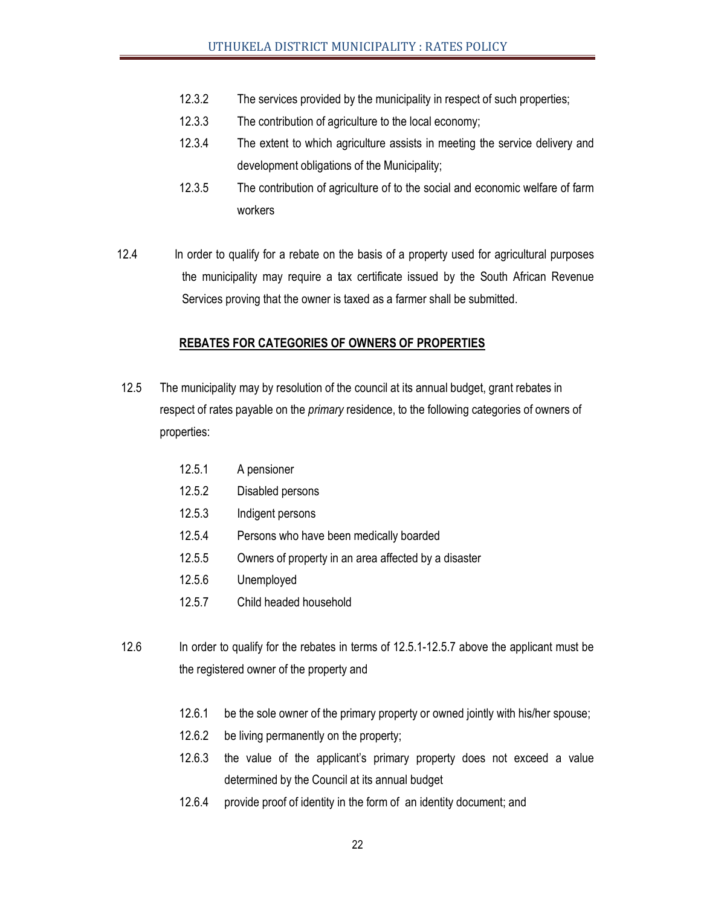12.3.2 The services provided by the municipality in respect of such properties;

12.3.3 The contribution of agriculture to the local economy;

12.3.4 The extent to which agriculture assists in meeting the service delivery and development obligations of the Municipality;

12.3.5 The contribution of agriculture of to the social and economic welfare of farm workers

12.4 In order to qualify for a rebate on the basis of a property used for agricultural purposes the municipality may require a tax certificate issued by the South African Revenue Services proving that the owner is taxed as a farmer shall be submitted.

**REBATES FOR CATEGORIES OF OWNERS OF PROPERTIES**

12.5 The municipality may by resolution of the council at its annual budget, grant rebates in respect of rates payable on the *primary* residence, to the following categories of owners of properties:

12.5.1 A pensioner

12.5.2 Disabled persons

12.5.3 Indigent persons

12.5.4 Persons who have been medically boarded

12.5.5 Owners of property in an area affected by a disaster

12.5.6 Unemployed

12.5.7 Child headed household

12.6 In order to qualify for the rebates in terms of 12.5.1-12.5.7 above the applicant must be the registered owner of the property and

12.6.1 be the sole owner of the primary property or owned jointly with his/her spouse;

12.6.2 be living permanently on the property;

12.6.3 the value of the applicant's primary property does not exceed a value determined by the Council at its annual budget

12.6.4 provide proof of identity in the form of an identity document; and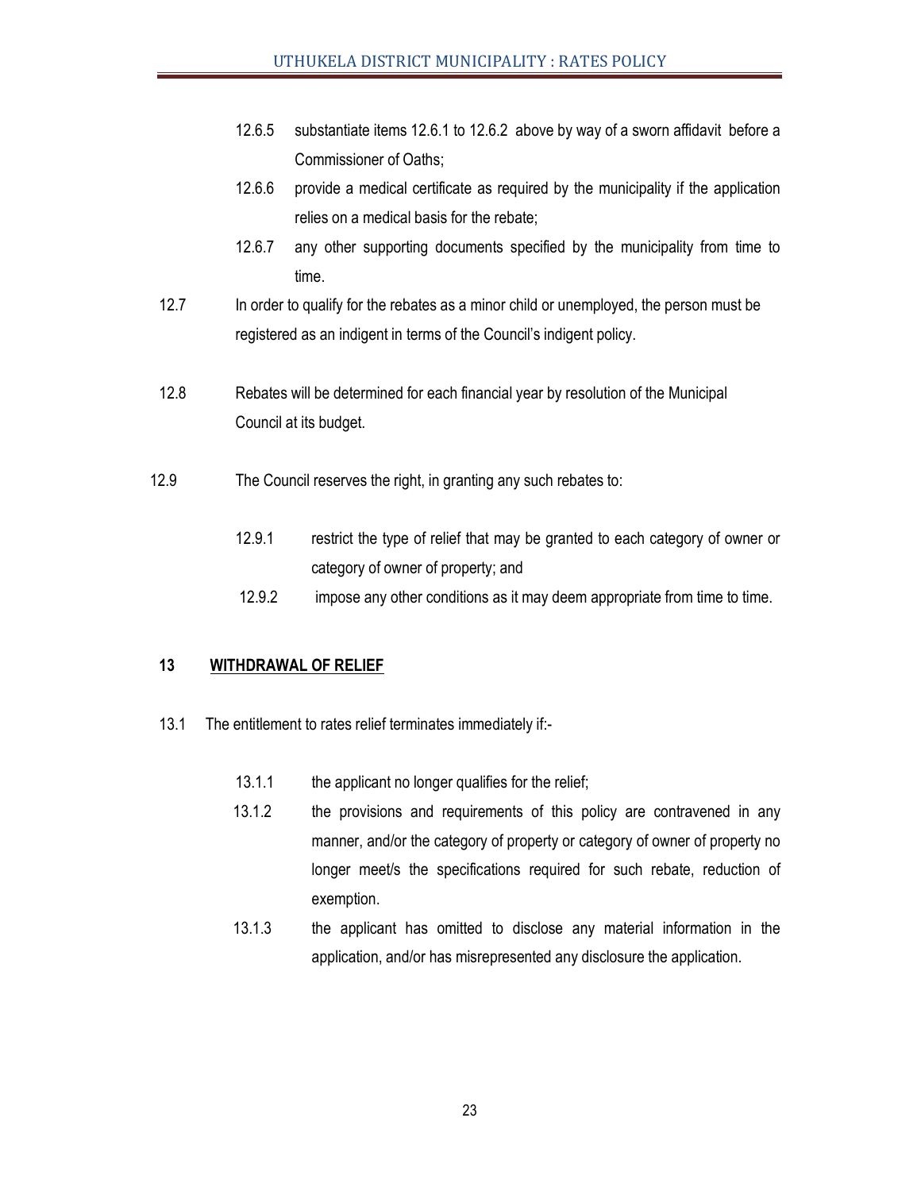12.6.5 substantiate items 12.6.1 to 12.6.2 above by way of a sworn affidavit before a Commissioner of Oaths;

12.6.6 provide a medical certificate as required by the municipality if the application relies on a medical basis for the rebate;

12.6.7 any other supporting documents specified by the municipality from time to time.

12.7 In order to qualify for the rebates as a minor child or unemployed, the person must be registered as an indigent in terms of the Council's indigent policy.

12.8 Rebates will be determined for each financial year by resolution of the Municipal Council at its budget.

12.9 The Council reserves the right, in granting any such rebates to:

12.9.1 restrict the type of relief that may be granted to each category of owner or category of owner of property; and

12.9.2 impose any other conditions as it may deem appropriate from time to time.

## 13 WITHDRAWAL OF RELIEF

13.1 The entitlement to rates relief terminates immediately if:-

13.1.1 the applicant no longer qualifies for the relief;

13.1.2 the provisions and requirements of this policy are contravened in any manner, and/or the category of property or category of owner of property no longer meet/s the specifications required for such rebate, reduction of exemption.

13.1.3 the applicant has omitted to disclose any material information in the application, and/or has misrepresented any disclosure the application.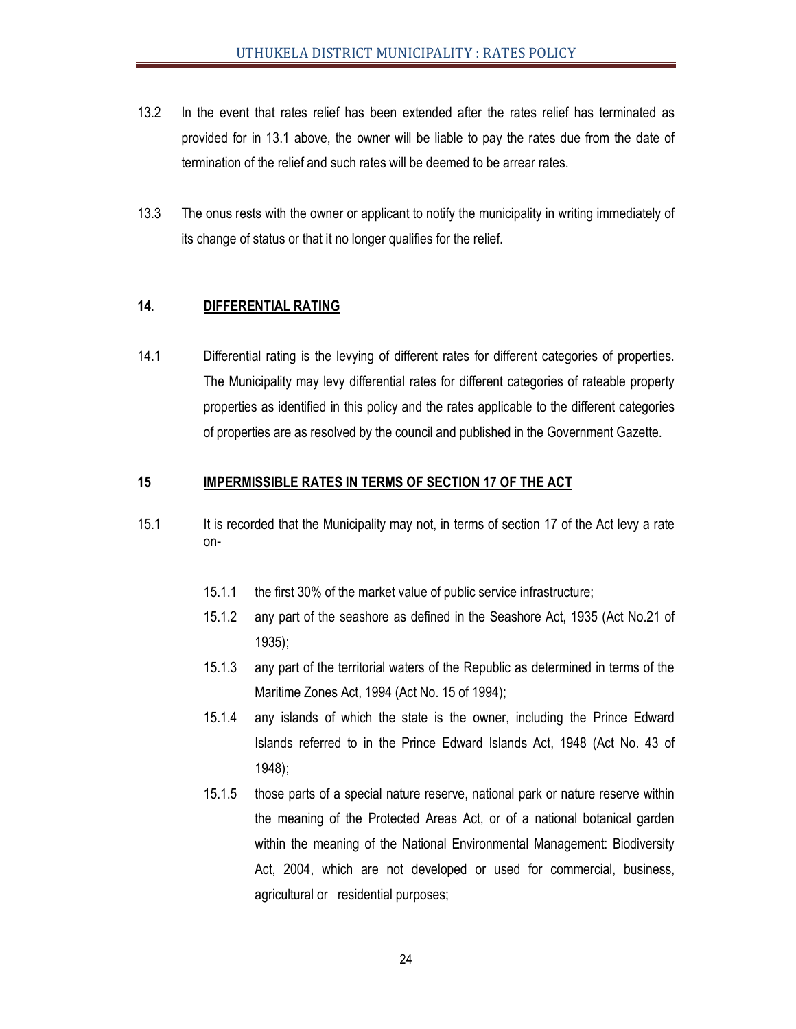13.2 In the event that rates relief has been extended after the rates relief has terminated as provided for in 13.1 above, the owner will be liable to pay the rates due from the date of termination of the relief and such rates will be deemed to be arrear rates.

13.3 The onus rests with the owner or applicant to notify the municipality in writing immediately of its change of status or that it no longer qualifies for the relief.

## 14. DIFFERENTIAL RATING

14.1 Differential rating is the levying of different rates for different categories of properties. The Municipality may levy differential rates for different categories of rateable property properties as identified in this policy and the rates applicable to the different categories of properties are as resolved by the council and published in the Government Gazette.

## 15 IMPERMISSIBLE RATES IN TERMS OF SECTION 17 OF THE ACT

15.1 It is recorded that the Municipality may not, in terms of section 17 of the Act levy a rate on-

- 15.1.1 the first 30% of the market value of public service infrastructure;
- 15.1.2 any part of the seashore as defined in the Seashore Act, 1935 (Act No.21 of 1935);
- 15.1.3 any part of the territorial waters of the Republic as determined in terms of the Maritime Zones Act, 1994 (Act No. 15 of 1994);
- 15.1.4 any islands of which the state is the owner, including the Prince Edward Islands referred to in the Prince Edward Islands Act, 1948 (Act No. 43 of 1948);
- 15.1.5 those parts of a special nature reserve, national park or nature reserve within the meaning of the Protected Areas Act, or of a national botanical garden within the meaning of the National Environmental Management: Biodiversity Act, 2004, which are not developed or used for commercial, business, agricultural or residential purposes;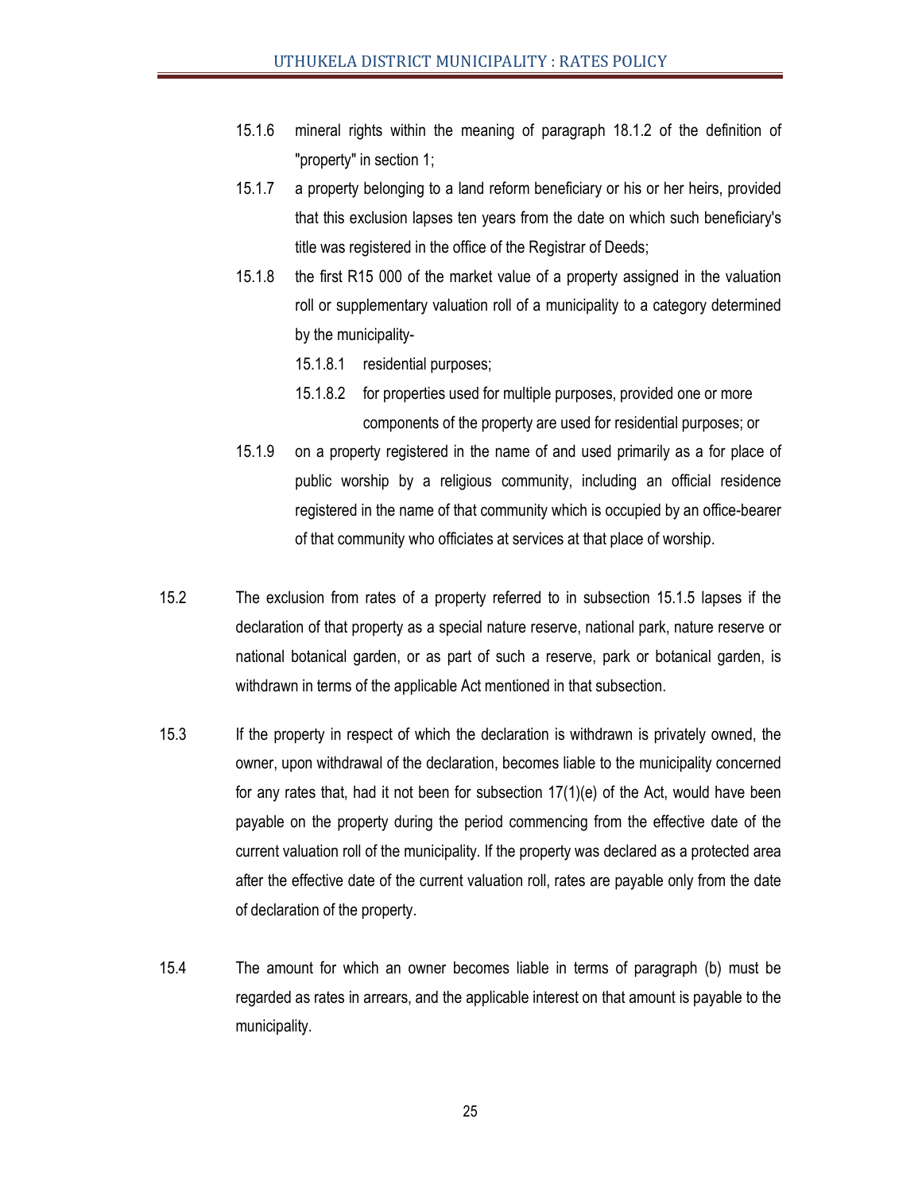15.1.6 mineral rights within the meaning of paragraph 18.1.2 of the definition of "property" in section 1;

15.1.7 a property belonging to a land reform beneficiary or his or her heirs, provided that this exclusion lapses ten years from the date on which such beneficiary's title was registered in the office of the Registrar of Deeds;

15.1.8 the first R15 000 of the market value of a property assigned in the valuation roll or supplementary valuation roll of a municipality to a category determined by the municipality-

15.1.8.1 residential purposes;

15.1.8.2 for properties used for multiple purposes, provided one or more components of the property are used for residential purposes; or

15.1.9 on a property registered in the name of and used primarily as a for place of public worship by a religious community, including an official residence registered in the name of that community which is occupied by an office-bearer of that community who officiates at services at that place of worship.

15.2 The exclusion from rates of a property referred to in subsection 15.1.5 lapses if the declaration of that property as a special nature reserve, national park, nature reserve or national botanical garden, or as part of such a reserve, park or botanical garden, is withdrawn in terms of the applicable Act mentioned in that subsection.

15.3 If the property in respect of which the declaration is withdrawn is privately owned, the owner, upon withdrawal of the declaration, becomes liable to the municipality concerned for any rates that, had it not been for subsection 17(1)(e) of the Act, would have been payable on the property during the period commencing from the effective date of the current valuation roll of the municipality. If the property was declared as a protected area after the effective date of the current valuation roll, rates are payable only from the date of declaration of the property.

15.4 The amount for which an owner becomes liable in terms of paragraph (b) must be regarded as rates in arrears, and the applicable interest on that amount is payable to the municipality.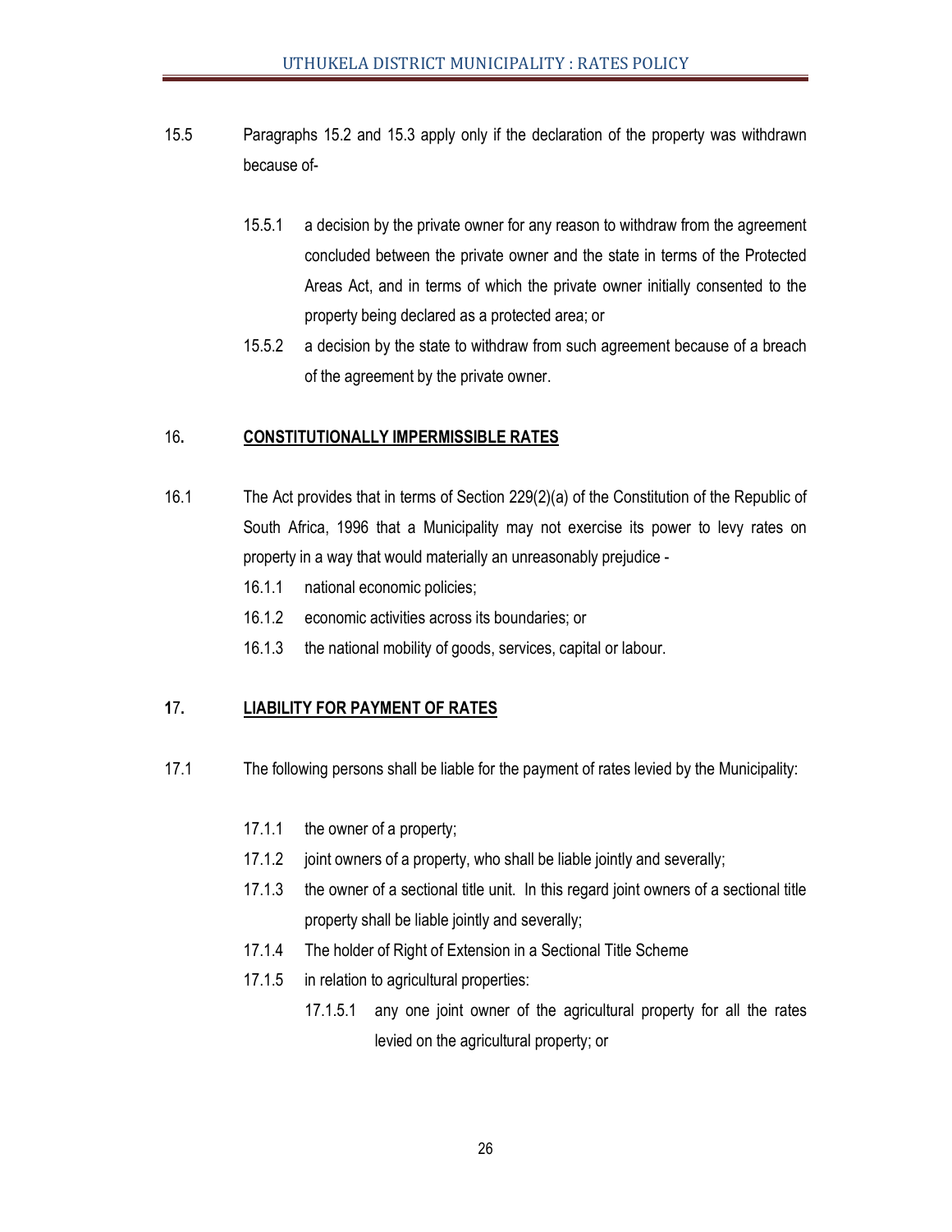15.5 Paragraphs 15.2 and 15.3 apply only if the declaration of the property was withdrawn because of-

15.5.1 a decision by the private owner for any reason to withdraw from the agreement concluded between the private owner and the state in terms of the Protected Areas Act, and in terms of which the private owner initially consented to the property being declared as a protected area; or

15.5.2 a decision by the state to withdraw from such agreement because of a breach of the agreement by the private owner.

## 16. CONSTITUTIONALLY IMPERMISSIBLE RATES

16.1 The Act provides that in terms of Section 229(2)(a) of the Constitution of the Republic of South Africa, 1996 that a Municipality may not exercise its power to levy rates on property in a way that would materially an unreasonably prejudice -

16.1.1 national economic policies;

16.1.2 economic activities across its boundaries; or

16.1.3 the national mobility of goods, services, capital or labour.

## 17. LIABILITY FOR PAYMENT OF RATES

17.1 The following persons shall be liable for the payment of rates levied by the Municipality:

17.1.1 the owner of a property;

17.1.2 joint owners of a property, who shall be liable jointly and severally;

17.1.3 the owner of a sectional title unit. In this regard joint owners of a sectional title property shall be liable jointly and severally;

17.1.4 The holder of Right of Extension in a Sectional Title Scheme

17.1.5 in relation to agricultural properties:

17.1.5.1 any one joint owner of the agricultural property for all the rates levied on the agricultural property; or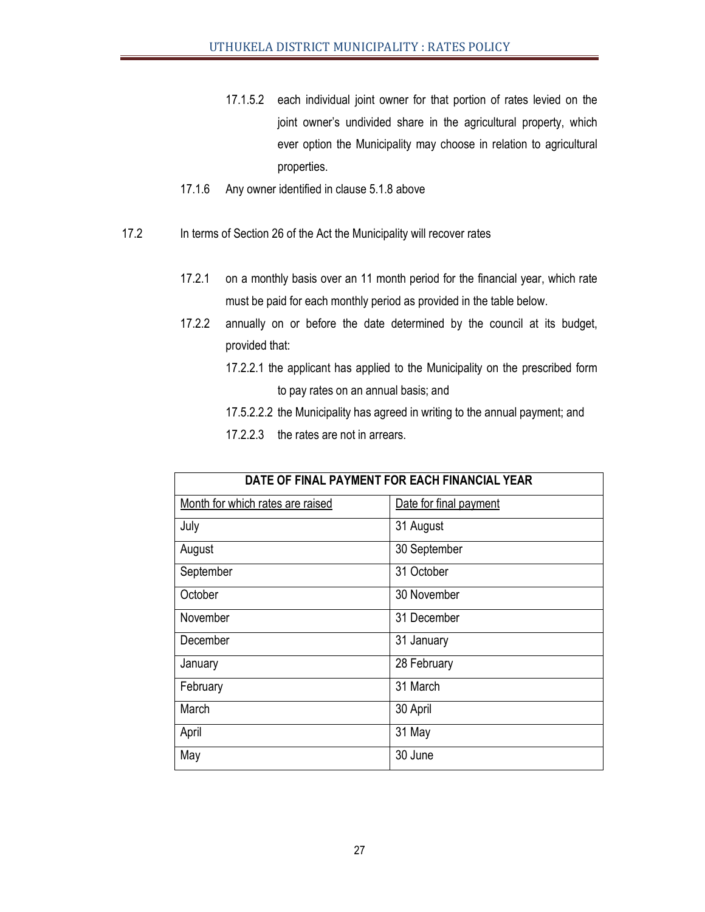17.1.5.2 each individual joint owner for that portion of rates levied on the joint owner's undivided share in the agricultural property, which ever option the Municipality may choose in relation to agricultural properties.

17.1.6 Any owner identified in clause 5.1.8 above

17.2 In terms of Section 26 of the Act the Municipality will recover rates

17.2.1 on a monthly basis over an 11 month period for the financial year, which rate must be paid for each monthly period as provided in the table below.

17.2.2 annually on or before the date determined by the council at its budget, provided that:

17.2.2.1 the applicant has applied to the Municipality on the prescribed form to pay rates on an annual basis; and

17.5.2.2.2 the Municipality has agreed in writing to the annual payment; and

17.2.2.3 the rates are not in arrears.

| DATE OF FINAL PAYMENT FOR EACH FINANCIAL YEAR | |
|---|---|
| Month for which rates are raised | Date for final payment |
| July | 31 August |
| August | 30 September |
| September | 31 October |
| October | 30 November |
| November | 31 December |
| December | 31 January |
| January | 28 February |
| February | 31 March |
| March | 30 April |
| April | 31 May |
| May | 30 June |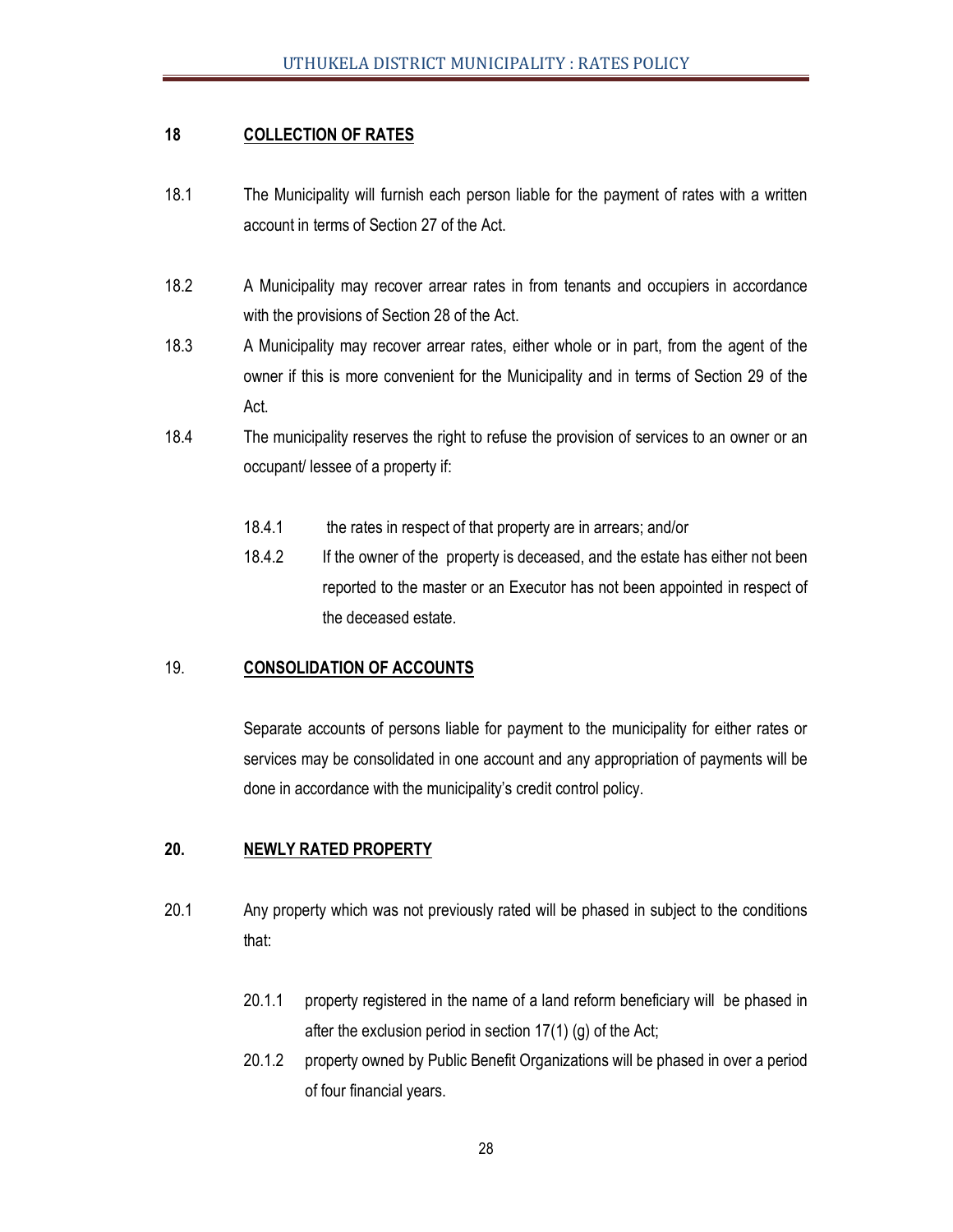## 18 COLLECTION OF RATES

18.1 The Municipality will furnish each person liable for the payment of rates with a written account in terms of Section 27 of the Act.

18.2 A Municipality may recover arrear rates in from tenants and occupiers in accordance with the provisions of Section 28 of the Act.

18.3 A Municipality may recover arrear rates, either whole or in part, from the agent of the owner if this is more convenient for the Municipality and in terms of Section 29 of the Act.

18.4 The municipality reserves the right to refuse the provision of services to an owner or an occupant/ lessee of a property if:

- 18.4.1 the rates in respect of that property are in arrears; and/or
- 18.4.2 If the owner of the property is deceased, and the estate has either not been reported to the master or an Executor has not been appointed in respect of the deceased estate.

## 19. CONSOLIDATION OF ACCOUNTS

Separate accounts of persons liable for payment to the municipality for either rates or services may be consolidated in one account and any appropriation of payments will be done in accordance with the municipality's credit control policy.

## 20. NEWLY RATED PROPERTY

20.1 Any property which was not previously rated will be phased in subject to the conditions that:

- 20.1.1 property registered in the name of a land reform beneficiary will be phased in after the exclusion period in section 17(1) (g) of the Act;
- 20.1.2 property owned by Public Benefit Organizations will be phased in over a period of four financial years.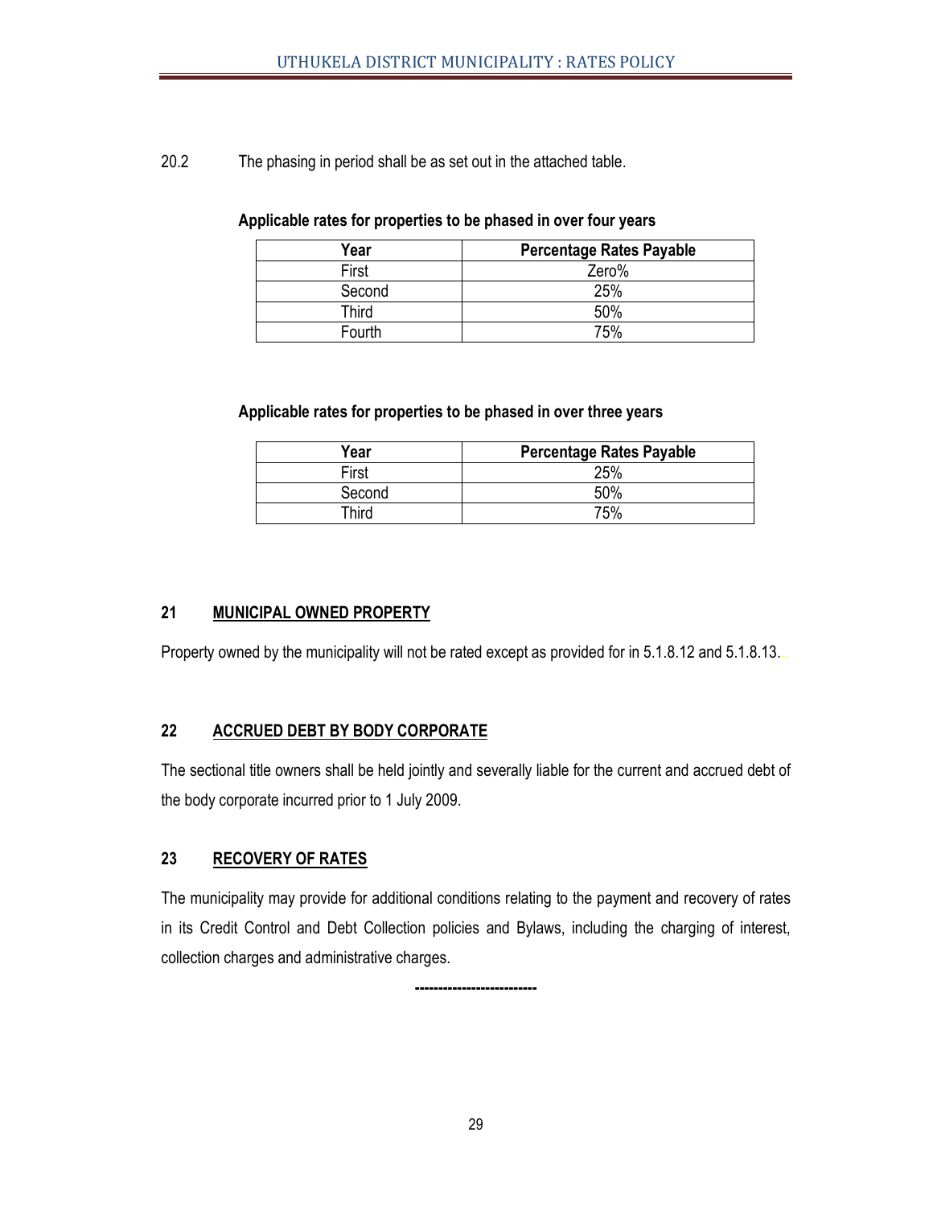20.2 The phasing in period shall be as set out in the attached table.

**Applicable rates for properties to be phased in over four years**

| Year | Percentage Rates Payable |
| --- | --- |
| First | Zero% |
| Second | 25% |
| Third | 50% |
| Fourth | 75% |

**Applicable rates for properties to be phased in over three years**

| Year | Percentage Rates Payable |
| --- | --- |
| First | 25% |
| Second | 50% |
| Third | 75% |

## 21 MUNICIPAL OWNED PROPERTY

Property owned by the municipality will not be rated except as provided for in 5.1.8.12 and 5.1.8.13.

## 22 ACCRUED DEBT BY BODY CORPORATE

The sectional title owners shall be held jointly and severally liable for the current and accrued debt of the body corporate incurred prior to 1 July 2009.

## 23 RECOVERY OF RATES

The municipality may provide for additional conditions relating to the payment and recovery of rates in its Credit Control and Debt Collection policies and Bylaws, including the charging of interest, collection charges and administrative charges.

--------------------------